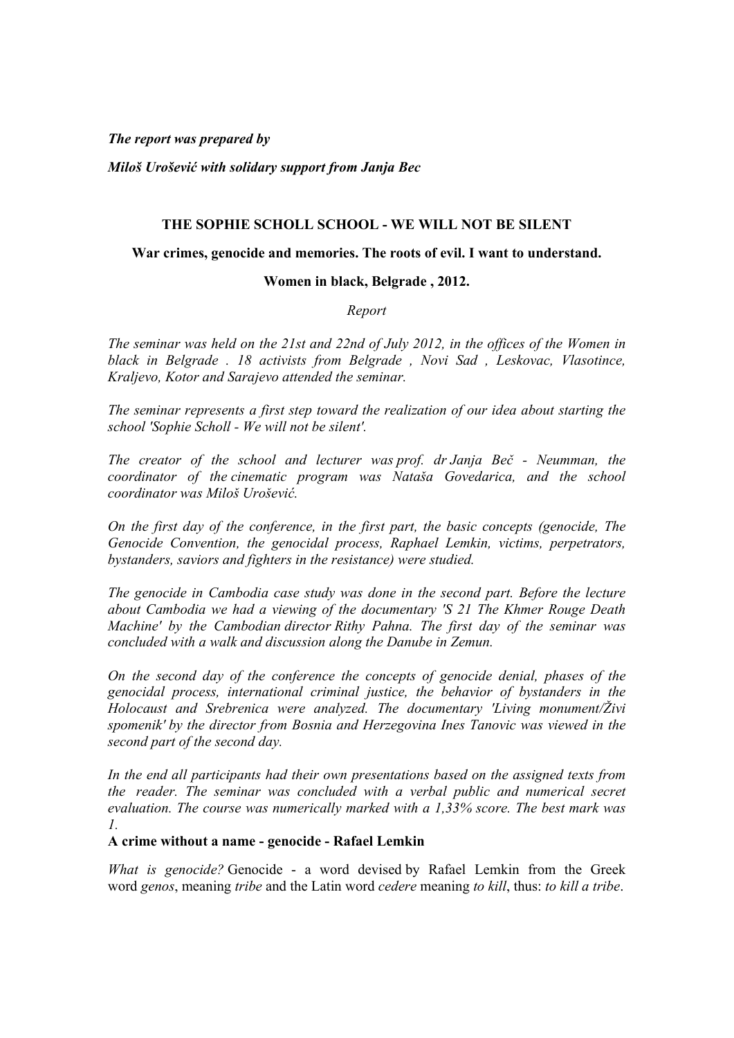***The report was prepared by***

***Miloš Urošević with solidary support from Janja Bec***

**THE SOPHIE SCHOLL SCHOOL - WE WILL NOT BE SILENT**

**War crimes, genocide and memories. The roots of evil. I want to understand.**

**Women in black, Belgrade , 2012.**

*Report*

*The seminar was held on the 21st and 22nd of July 2012, in the offices of the Women in black in Belgrade . 18 activists from Belgrade , Novi Sad , Leskovac, Vlasotince, Kraljevo, Kotor and Sarajevo attended the seminar.*

*The seminar represents a first step toward the realization of our idea about starting the school 'Sophie Scholl - We will not be silent'.*

*The creator of the school and lecturer was prof. dr Janja Beč - Neumman, the coordinator of the cinematic program was Nataša Govedarica, and the school coordinator was Miloš Urošević.*

*On the first day of the conference, in the first part, the basic concepts (genocide, The Genocide Convention, the genocidal process, Raphael Lemkin, victims, perpetrators, bystanders, saviors and fighters in the resistance) were studied.*

*The genocide in Cambodia case study was done in the second part. Before the lecture about Cambodia we had a viewing of the documentary 'S 21 The Khmer Rouge Death Machine' by the Cambodian director Rithy Pahna. The first day of the seminar was concluded with a walk and discussion along the Danube in Zemun.*

*On the second day of the conference the concepts of genocide denial, phases of the genocidal process, international criminal justice, the behavior of bystanders in the Holocaust and Srebrenica were analyzed. The documentary 'Living monument/Živi spomenik' by the director from Bosnia and Herzegovina Ines Tanovic was viewed in the second part of the second day.*

*In the end all participants had their own presentations based on the assigned texts from the reader. The seminar was concluded with a verbal public and numerical secret evaluation. The course was numerically marked with a 1,33% score. The best mark was 1.*

**A crime without a name - genocide - Rafael Lemkin**

*What is genocide?* Genocide - a word devised by Rafael Lemkin from the Greek word *genos*, meaning *tribe* and the Latin word *cedere* meaning *to kill*, thus: *to kill a tribe*.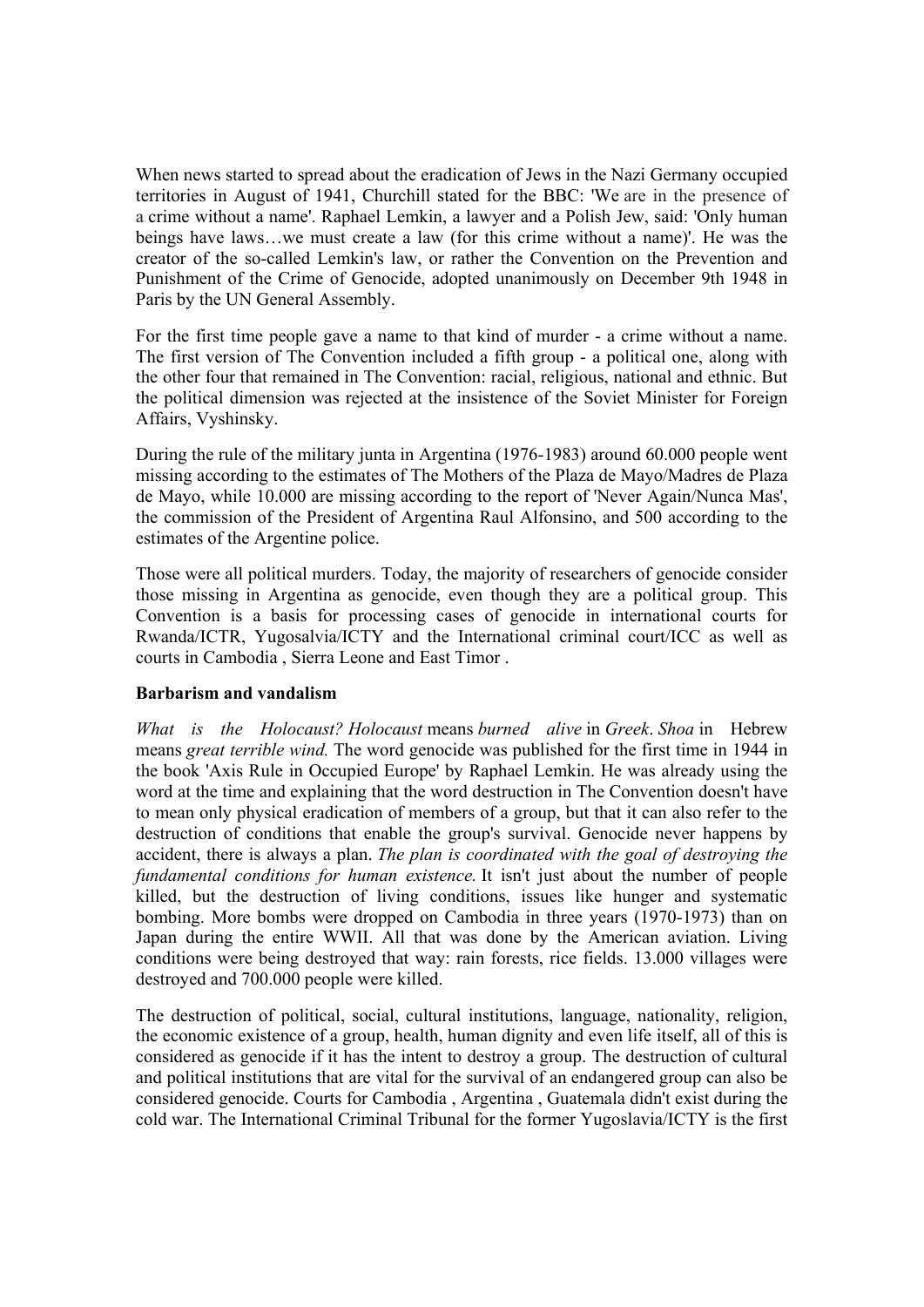When news started to spread about the eradication of Jews in the Nazi Germany occupied territories in August of 1941, Churchill stated for the BBC: 'We are in the presence of a crime without a name'. Raphael Lemkin, a lawyer and a Polish Jew, said: 'Only human beings have laws…we must create a law (for this crime without a name)'. He was the creator of the so-called Lemkin's law, or rather the Convention on the Prevention and Punishment of the Crime of Genocide, adopted unanimously on December 9th 1948 in Paris by the UN General Assembly.

For the first time people gave a name to that kind of murder - a crime without a name. The first version of The Convention included a fifth group - a political one, along with the other four that remained in The Convention: racial, religious, national and ethnic. But the political dimension was rejected at the insistence of the Soviet Minister for Foreign Affairs, Vyshinsky.

During the rule of the military junta in Argentina (1976-1983) around 60.000 people went missing according to the estimates of The Mothers of the Plaza de Mayo/Madres de Plaza de Mayo, while 10.000 are missing according to the report of 'Never Again/Nunca Mas', the commission of the President of Argentina Raul Alfonsino, and 500 according to the estimates of the Argentine police.

Those were all political murders. Today, the majority of researchers of genocide consider those missing in Argentina as genocide, even though they are a political group. This Convention is a basis for processing cases of genocide in international courts for Rwanda/ICTR, Yugosalvia/ICTY and the International criminal court/ICC as well as courts in Cambodia , Sierra Leone and East Timor .

**Barbarism and vandalism**

*What is the Holocaust? Holocaust* means *burned alive* in *Greek*. *Shoa* in Hebrew means *great terrible wind.* The word genocide was published for the first time in 1944 in the book 'Axis Rule in Occupied Europe' by Raphael Lemkin. He was already using the word at the time and explaining that the word destruction in The Convention doesn't have to mean only physical eradication of members of a group, but that it can also refer to the destruction of conditions that enable the group's survival. Genocide never happens by accident, there is always a plan. *The plan is coordinated with the goal of destroying the fundamental conditions for human existence.* It isn't just about the number of people killed, but the destruction of living conditions, issues like hunger and systematic bombing. More bombs were dropped on Cambodia in three years (1970-1973) than on Japan during the entire WWII. All that was done by the American aviation. Living conditions were being destroyed that way: rain forests, rice fields. 13.000 villages were destroyed and 700.000 people were killed.

The destruction of political, social, cultural institutions, language, nationality, religion, the economic existence of a group, health, human dignity and even life itself, all of this is considered as genocide if it has the intent to destroy a group. The destruction of cultural and political institutions that are vital for the survival of an endangered group can also be considered genocide. Courts for Cambodia , Argentina , Guatemala didn't exist during the cold war. The International Criminal Tribunal for the former Yugoslavia/ICTY is the first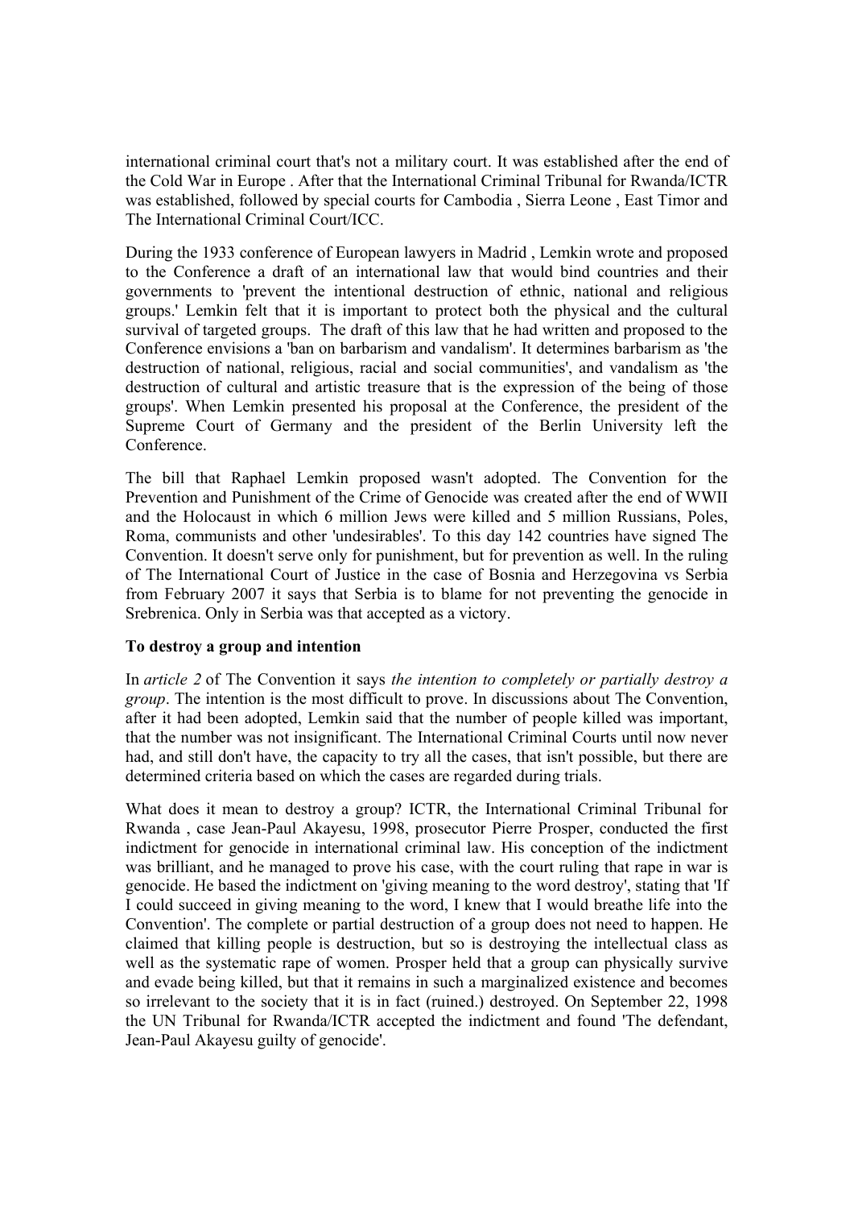international criminal court that's not a military court. It was established after the end of the Cold War in Europe . After that the International Criminal Tribunal for Rwanda/ICTR was established, followed by special courts for Cambodia , Sierra Leone , East Timor and The International Criminal Court/ICC.

During the 1933 conference of European lawyers in Madrid , Lemkin wrote and proposed to the Conference a draft of an international law that would bind countries and their governments to 'prevent the intentional destruction of ethnic, national and religious groups.' Lemkin felt that it is important to protect both the physical and the cultural survival of targeted groups. The draft of this law that he had written and proposed to the Conference envisions a 'ban on barbarism and vandalism'. It determines barbarism as 'the destruction of national, religious, racial and social communities', and vandalism as 'the destruction of cultural and artistic treasure that is the expression of the being of those groups'. When Lemkin presented his proposal at the Conference, the president of the Supreme Court of Germany and the president of the Berlin University left the Conference.

The bill that Raphael Lemkin proposed wasn't adopted. The Convention for the Prevention and Punishment of the Crime of Genocide was created after the end of WWII and the Holocaust in which 6 million Jews were killed and 5 million Russians, Poles, Roma, communists and other 'undesirables'. To this day 142 countries have signed The Convention. It doesn't serve only for punishment, but for prevention as well. In the ruling of The International Court of Justice in the case of Bosnia and Herzegovina vs Serbia from February 2007 it says that Serbia is to blame for not preventing the genocide in Srebrenica. Only in Serbia was that accepted as a victory.

**To destroy a group and intention**

In *article 2* of The Convention it says *the intention to completely or partially destroy a group*. The intention is the most difficult to prove. In discussions about The Convention, after it had been adopted, Lemkin said that the number of people killed was important, that the number was not insignificant. The International Criminal Courts until now never had, and still don't have, the capacity to try all the cases, that isn't possible, but there are determined criteria based on which the cases are regarded during trials.

What does it mean to destroy a group? ICTR, the International Criminal Tribunal for Rwanda , case Jean-Paul Akayesu, 1998, prosecutor Pierre Prosper, conducted the first indictment for genocide in international criminal law. His conception of the indictment was brilliant, and he managed to prove his case, with the court ruling that rape in war is genocide. He based the indictment on 'giving meaning to the word destroy', stating that 'If I could succeed in giving meaning to the word, I knew that I would breathe life into the Convention'. The complete or partial destruction of a group does not need to happen. He claimed that killing people is destruction, but so is destroying the intellectual class as well as the systematic rape of women. Prosper held that a group can physically survive and evade being killed, but that it remains in such a marginalized existence and becomes so irrelevant to the society that it is in fact (ruined.) destroyed. On September 22, 1998 the UN Tribunal for Rwanda/ICTR accepted the indictment and found 'The defendant, Jean-Paul Akayesu guilty of genocide'.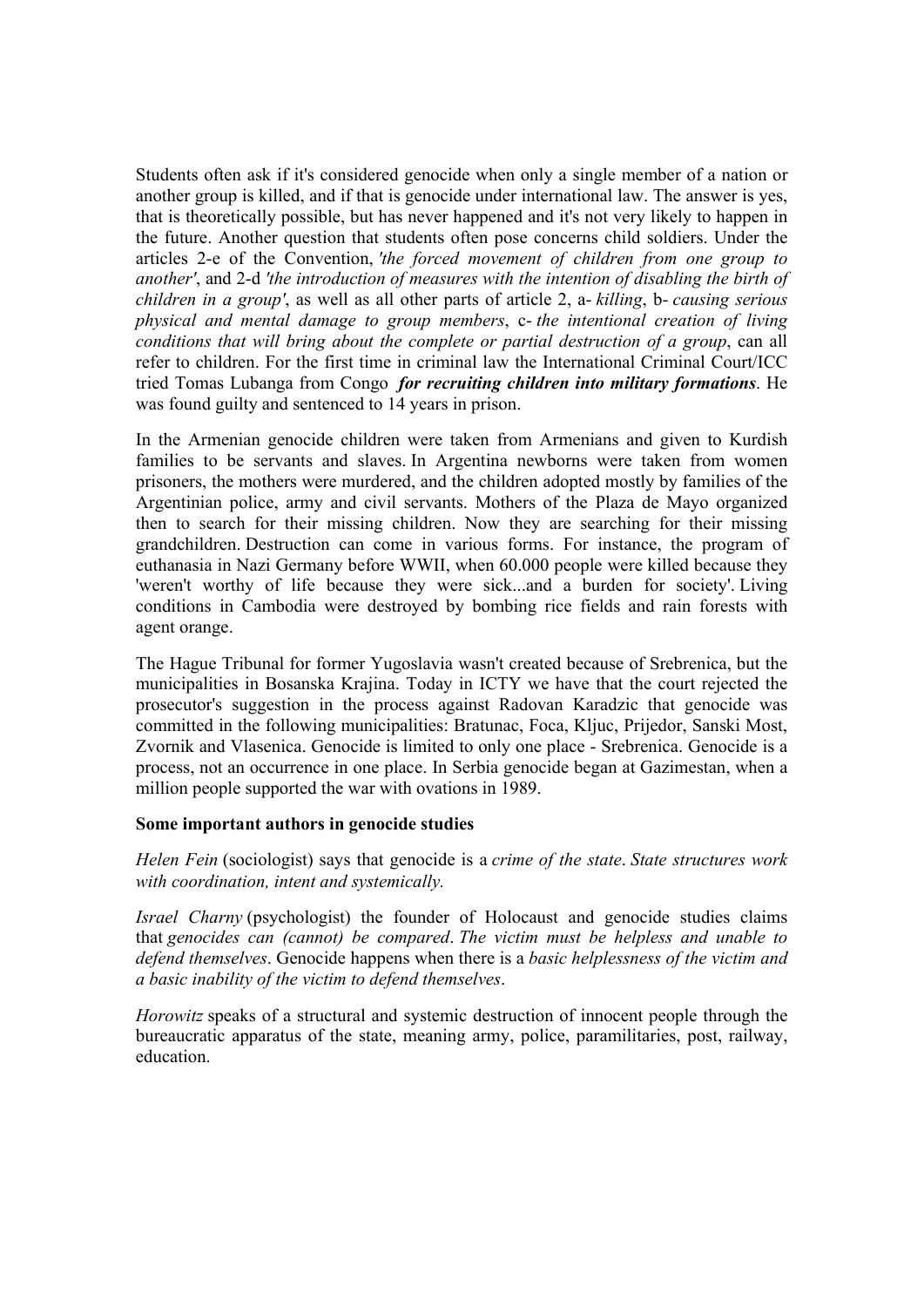Students often ask if it's considered genocide when only a single member of a nation or another group is killed, and if that is genocide under international law. The answer is yes, that is theoretically possible, but has never happened and it's not very likely to happen in the future. Another question that students often pose concerns child soldiers. Under the articles 2-e of the Convention, *'the forced movement of children from one group to another'*, and 2-d *'the introduction of measures with the intention of disabling the birth of children in a group'*, as well as all other parts of article 2, a- *killing*, b- *causing serious physical and mental damage to group members*, c- *the intentional creation of living conditions that will bring about the complete or partial destruction of a group*, can all refer to children. For the first time in criminal law the International Criminal Court/ICC tried Tomas Lubanga from Congo ***for recruiting children into military formations***. He was found guilty and sentenced to 14 years in prison.

In the Armenian genocide children were taken from Armenians and given to Kurdish families to be servants and slaves. In Argentina newborns were taken from women prisoners, the mothers were murdered, and the children adopted mostly by families of the Argentinian police, army and civil servants. Mothers of the Plaza de Mayo organized then to search for their missing children. Now they are searching for their missing grandchildren. Destruction can come in various forms. For instance, the program of euthanasia in Nazi Germany before WWII, when 60.000 people were killed because they 'weren't worthy of life because they were sick...and a burden for society'. Living conditions in Cambodia were destroyed by bombing rice fields and rain forests with agent orange.

The Hague Tribunal for former Yugoslavia wasn't created because of Srebrenica, but the municipalities in Bosanska Krajina. Today in ICTY we have that the court rejected the prosecutor's suggestion in the process against Radovan Karadzic that genocide was committed in the following municipalities: Bratunac, Foca, Kljuc, Prijedor, Sanski Most, Zvornik and Vlasenica. Genocide is limited to only one place - Srebrenica. Genocide is a process, not an occurrence in one place. In Serbia genocide began at Gazimestan, when a million people supported the war with ovations in 1989.

**Some important authors in genocide studies**

*Helen Fein* (sociologist) says that genocide is a *crime of the state*. *State structures work with coordination, intent and systemically.*

*Israel Charny* (psychologist) the founder of Holocaust and genocide studies claims that *genocides can (cannot) be compared*. *The victim must be helpless and unable to defend themselves*. Genocide happens when there is a *basic helplessness of the victim and a basic inability of the victim to defend themselves*.

*Horowitz* speaks of a structural and systemic destruction of innocent people through the bureaucratic apparatus of the state, meaning army, police, paramilitaries, post, railway, education.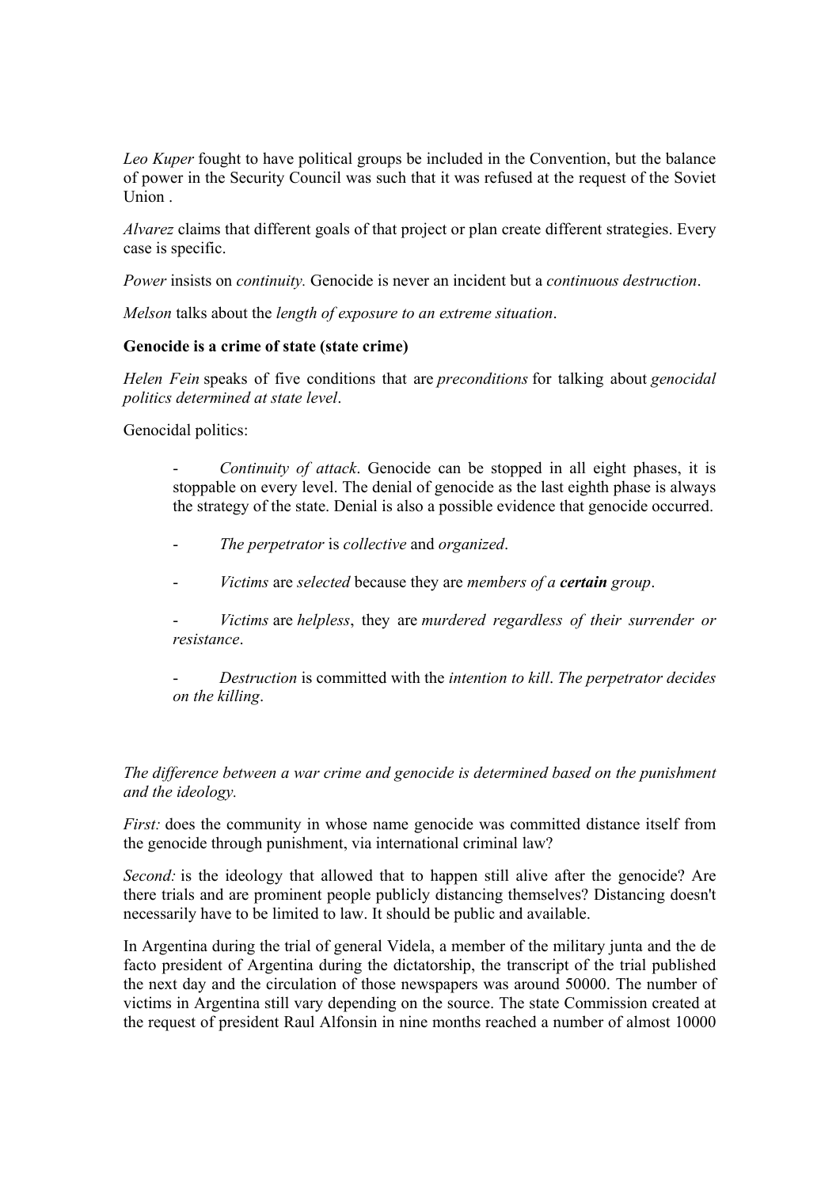*Leo Kuper* fought to have political groups be included in the Convention, but the balance of power in the Security Council was such that it was refused at the request of the Soviet Union .

*Alvarez* claims that different goals of that project or plan create different strategies. Every case is specific.

*Power* insists on *continuity.* Genocide is never an incident but a *continuous destruction*.

*Melson* talks about the *length of exposure to an extreme situation*.

**Genocide is a crime of state (state crime)**

*Helen Fein* speaks of five conditions that are *preconditions* for talking about *genocidal politics determined at state level*.

Genocidal politics:

- *Continuity of attack*. Genocide can be stopped in all eight phases, it is stoppable on every level. The denial of genocide as the last eighth phase is always the strategy of the state. Denial is also a possible evidence that genocide occurred.
- *The perpetrator* is *collective* and *organized*.
- *Victims* are *selected* because they are *members of a **certain** group*.
- *Victims* are *helpless*, they are *murdered regardless of their surrender or resistance*.
- *Destruction* is committed with the *intention to kill*. *The perpetrator decides on the killing*.

*The difference between a war crime and genocide is determined based on the punishment and the ideology.*

*First:* does the community in whose name genocide was committed distance itself from the genocide through punishment, via international criminal law?

*Second:* is the ideology that allowed that to happen still alive after the genocide? Are there trials and are prominent people publicly distancing themselves? Distancing doesn't necessarily have to be limited to law. It should be public and available.

In Argentina during the trial of general Videla, a member of the military junta and the de facto president of Argentina during the dictatorship, the transcript of the trial published the next day and the circulation of those newspapers was around 50000. The number of victims in Argentina still vary depending on the source. The state Commission created at the request of president Raul Alfonsin in nine months reached a number of almost 10000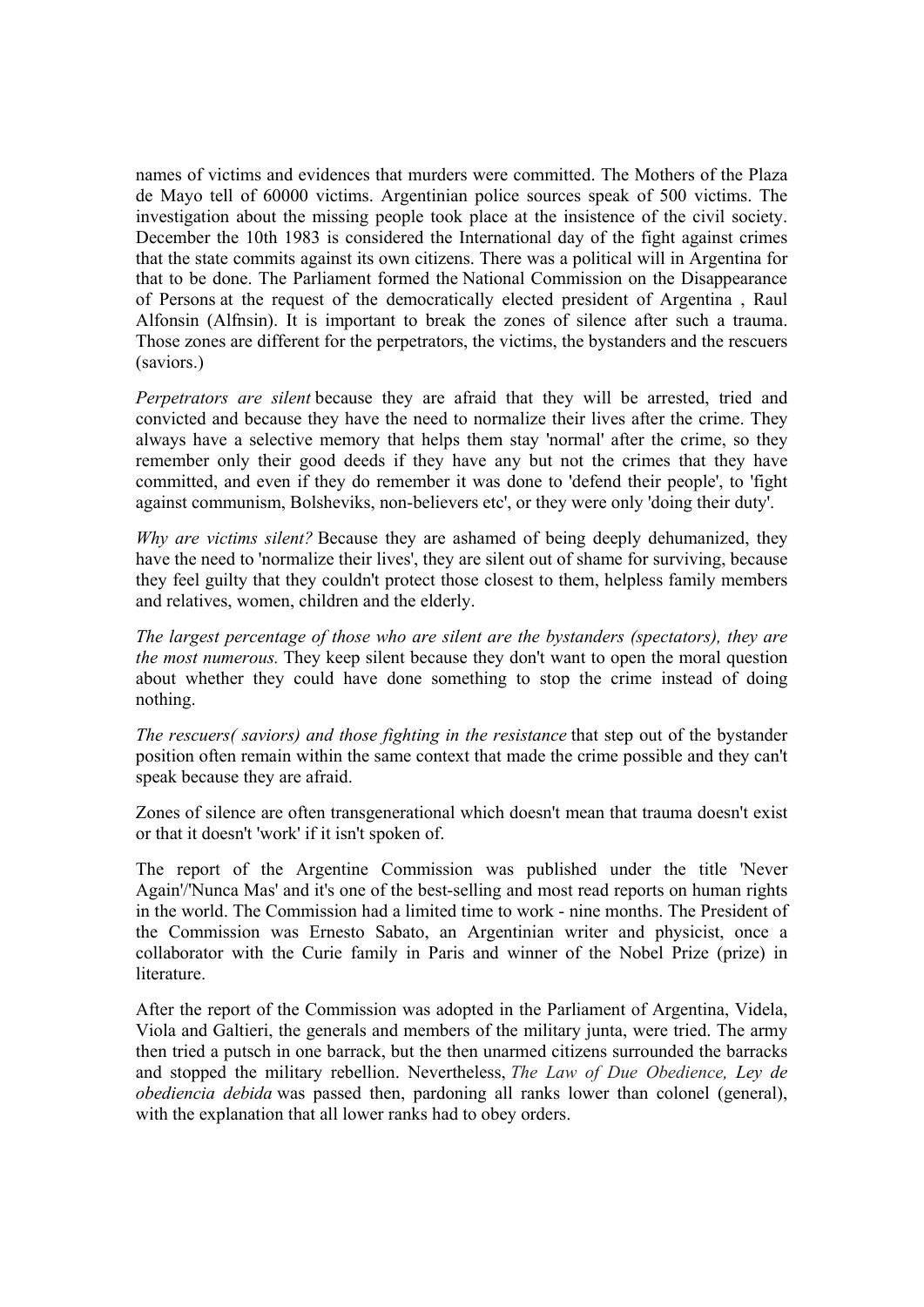names of victims and evidences that murders were committed. The Mothers of the Plaza de Mayo tell of 60000 victims. Argentinian police sources speak of 500 victims. The investigation about the missing people took place at the insistence of the civil society. December the 10th 1983 is considered the International day of the fight against crimes that the state commits against its own citizens. There was a political will in Argentina for that to be done. The Parliament formed the National Commission on the Disappearance of Persons at the request of the democratically elected president of Argentina , Raul Alfonsin (Alfnsin). It is important to break the zones of silence after such a trauma. Those zones are different for the perpetrators, the victims, the bystanders and the rescuers (saviors.)

*Perpetrators are silent* because they are afraid that they will be arrested, tried and convicted and because they have the need to normalize their lives after the crime. They always have a selective memory that helps them stay 'normal' after the crime, so they remember only their good deeds if they have any but not the crimes that they have committed, and even if they do remember it was done to 'defend their people', to 'fight against communism, Bolsheviks, non-believers etc', or they were only 'doing their duty'.

*Why are victims silent?* Because they are ashamed of being deeply dehumanized, they have the need to 'normalize their lives', they are silent out of shame for surviving, because they feel guilty that they couldn't protect those closest to them, helpless family members and relatives, women, children and the elderly.

*The largest percentage of those who are silent are the bystanders (spectators), they are the most numerous.* They keep silent because they don't want to open the moral question about whether they could have done something to stop the crime instead of doing nothing.

*The rescuers( saviors) and those fighting in the resistance* that step out of the bystander position often remain within the same context that made the crime possible and they can't speak because they are afraid.

Zones of silence are often transgenerational which doesn't mean that trauma doesn't exist or that it doesn't 'work' if it isn't spoken of.

The report of the Argentine Commission was published under the title 'Never Again'/'Nunca Mas' and it's one of the best-selling and most read reports on human rights in the world. The Commission had a limited time to work - nine months. The President of the Commission was Ernesto Sabato, an Argentinian writer and physicist, once a collaborator with the Curie family in Paris and winner of the Nobel Prize (prize) in literature.

After the report of the Commission was adopted in the Parliament of Argentina, Videla, Viola and Galtieri, the generals and members of the military junta, were tried. The army then tried a putsch in one barrack, but the then unarmed citizens surrounded the barracks and stopped the military rebellion. Nevertheless, *The Law of Due Obedience, Ley de obediencia debida* was passed then, pardoning all ranks lower than colonel (general), with the explanation that all lower ranks had to obey orders.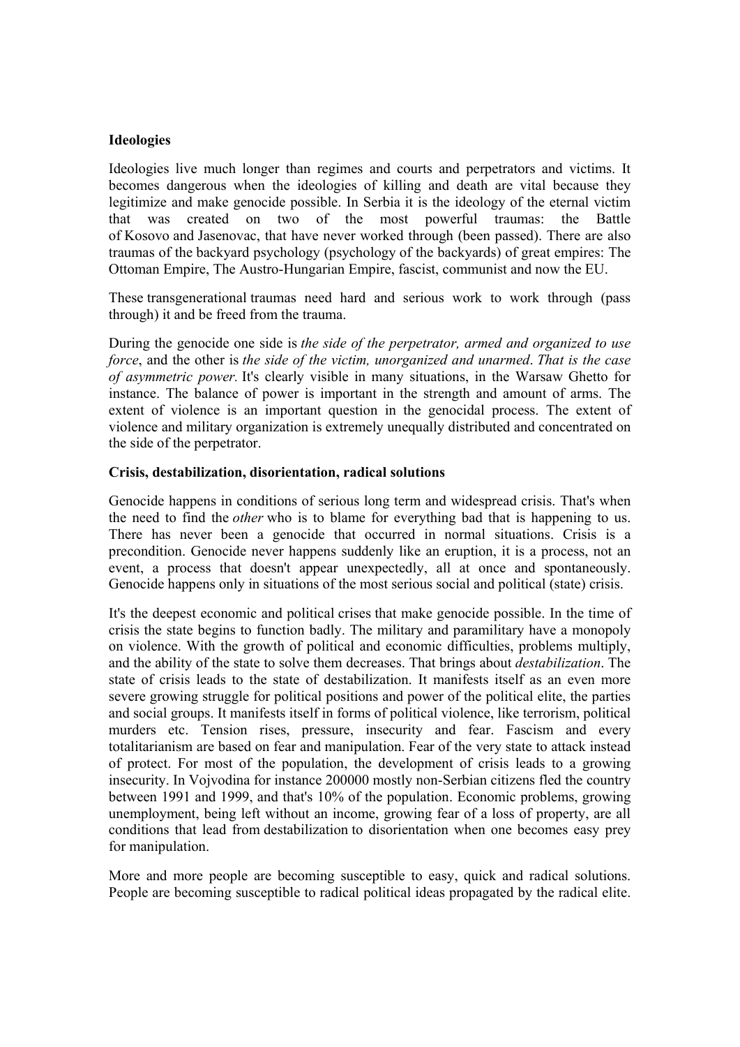**Ideologies**

Ideologies live much longer than regimes and courts and perpetrators and victims. It becomes dangerous when the ideologies of killing and death are vital because they legitimize and make genocide possible. In Serbia it is the ideology of the eternal victim that was created on two of the most powerful traumas: the Battle of Kosovo and Jasenovac, that have never worked through (been passed). There are also traumas of the backyard psychology (psychology of the backyards) of great empires: The Ottoman Empire, The Austro-Hungarian Empire, fascist, communist and now the EU.

These transgenerational traumas need hard and serious work to work through (pass through) it and be freed from the trauma.

During the genocide one side is *the side of the perpetrator, armed and organized to use force*, and the other is *the side of the victim, unorganized and unarmed*. *That is the case of asymmetric power.* It's clearly visible in many situations, in the Warsaw Ghetto for instance. The balance of power is important in the strength and amount of arms. The extent of violence is an important question in the genocidal process. The extent of violence and military organization is extremely unequally distributed and concentrated on the side of the perpetrator.

**Crisis, destabilization, disorientation, radical solutions**

Genocide happens in conditions of serious long term and widespread crisis. That's when the need to find the *other* who is to blame for everything bad that is happening to us. There has never been a genocide that occurred in normal situations. Crisis is a precondition. Genocide never happens suddenly like an eruption, it is a process, not an event, a process that doesn't appear unexpectedly, all at once and spontaneously. Genocide happens only in situations of the most serious social and political (state) crisis.

It's the deepest economic and political crises that make genocide possible. In the time of crisis the state begins to function badly. The military and paramilitary have a monopoly on violence. With the growth of political and economic difficulties, problems multiply, and the ability of the state to solve them decreases. That brings about *destabilization*. The state of crisis leads to the state of destabilization. It manifests itself as an even more severe growing struggle for political positions and power of the political elite, the parties and social groups. It manifests itself in forms of political violence, like terrorism, political murders etc. Tension rises, pressure, insecurity and fear. Fascism and every totalitarianism are based on fear and manipulation. Fear of the very state to attack instead of protect. For most of the population, the development of crisis leads to a growing insecurity. In Vojvodina for instance 200000 mostly non-Serbian citizens fled the country between 1991 and 1999, and that's 10% of the population. Economic problems, growing unemployment, being left without an income, growing fear of a loss of property, are all conditions that lead from destabilization to disorientation when one becomes easy prey for manipulation.

More and more people are becoming susceptible to easy, quick and radical solutions. People are becoming susceptible to radical political ideas propagated by the radical elite.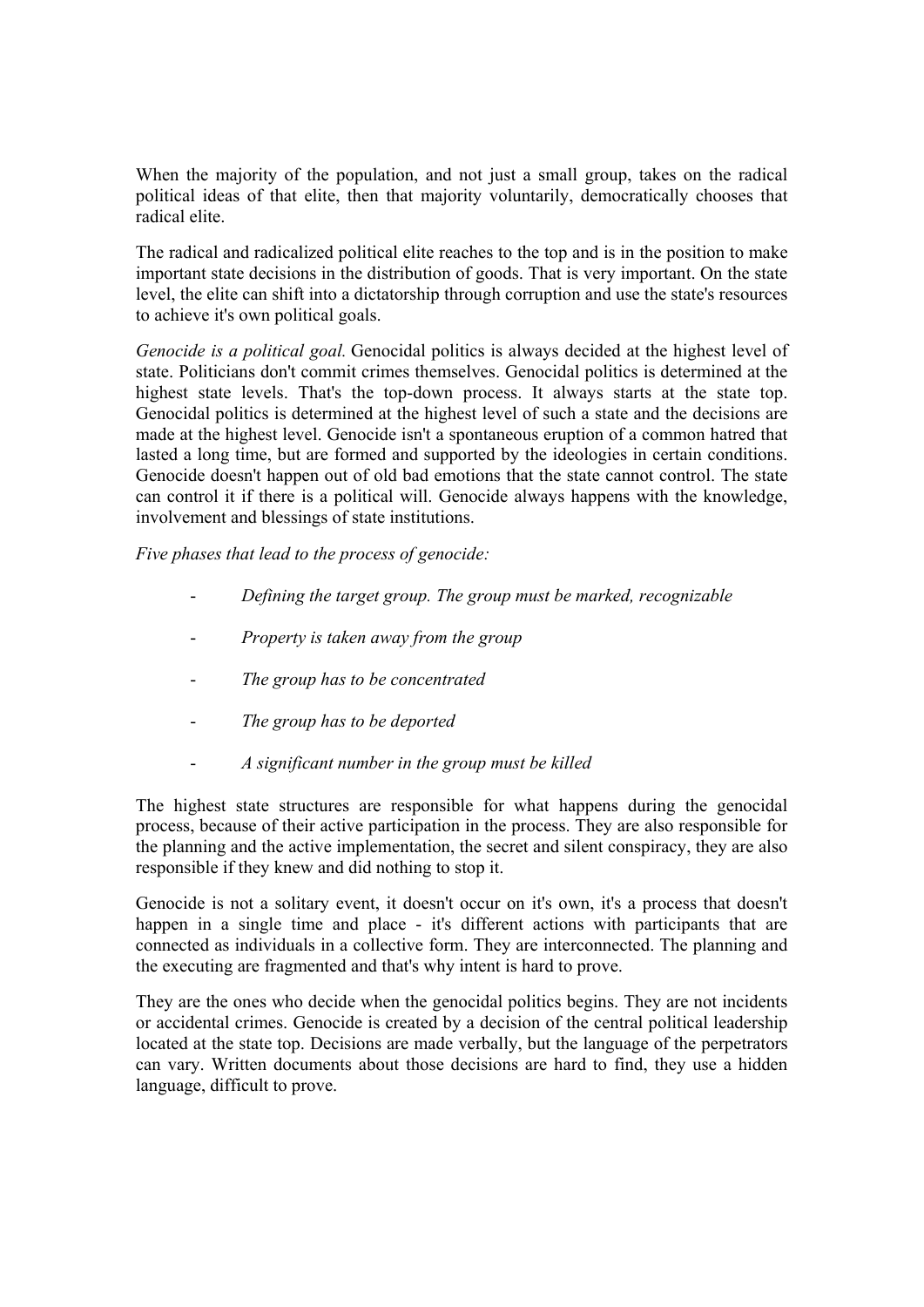When the majority of the population, and not just a small group, takes on the radical political ideas of that elite, then that majority voluntarily, democratically chooses that radical elite.

The radical and radicalized political elite reaches to the top and is in the position to make important state decisions in the distribution of goods. That is very important. On the state level, the elite can shift into a dictatorship through corruption and use the state's resources to achieve it's own political goals.

*Genocide is a political goal.* Genocidal politics is always decided at the highest level of state. Politicians don't commit crimes themselves. Genocidal politics is determined at the highest state levels. That's the top-down process. It always starts at the state top. Genocidal politics is determined at the highest level of such a state and the decisions are made at the highest level. Genocide isn't a spontaneous eruption of a common hatred that lasted a long time, but are formed and supported by the ideologies in certain conditions. Genocide doesn't happen out of old bad emotions that the state cannot control. The state can control it if there is a political will. Genocide always happens with the knowledge, involvement and blessings of state institutions.

*Five phases that lead to the process of genocide:*

- *Defining the target group. The group must be marked, recognizable*
- *Property is taken away from the group*
- *The group has to be concentrated*
- *The group has to be deported*
- *A significant number in the group must be killed*

The highest state structures are responsible for what happens during the genocidal process, because of their active participation in the process. They are also responsible for the planning and the active implementation, the secret and silent conspiracy, they are also responsible if they knew and did nothing to stop it.

Genocide is not a solitary event, it doesn't occur on it's own, it's a process that doesn't happen in a single time and place - it's different actions with participants that are connected as individuals in a collective form. They are interconnected. The planning and the executing are fragmented and that's why intent is hard to prove.

They are the ones who decide when the genocidal politics begins. They are not incidents or accidental crimes. Genocide is created by a decision of the central political leadership located at the state top. Decisions are made verbally, but the language of the perpetrators can vary. Written documents about those decisions are hard to find, they use a hidden language, difficult to prove.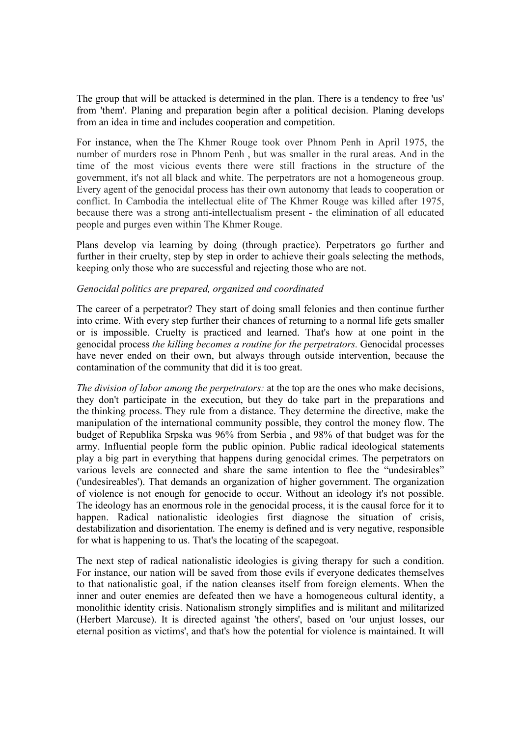The group that will be attacked is determined in the plan. There is a tendency to free 'us' from 'them'. Planing and preparation begin after a political decision. Planing develops from an idea in time and includes cooperation and competition.

For instance, when the The Khmer Rouge took over Phnom Penh in April 1975, the number of murders rose in Phnom Penh , but was smaller in the rural areas. And in the time of the most vicious events there were still fractions in the structure of the government, it's not all black and white. The perpetrators are not a homogeneous group. Every agent of the genocidal process has their own autonomy that leads to cooperation or conflict. In Cambodia the intellectual elite of The Khmer Rouge was killed after 1975, because there was a strong anti-intellectualism present - the elimination of all educated people and purges even within The Khmer Rouge.

Plans develop via learning by doing (through practice). Perpetrators go further and further in their cruelty, step by step in order to achieve their goals selecting the methods, keeping only those who are successful and rejecting those who are not.

*Genocidal politics are prepared, organized and coordinated*

The career of a perpetrator? They start of doing small felonies and then continue further into crime. With every step further their chances of returning to a normal life gets smaller or is impossible. Cruelty is practiced and learned. That's how at one point in the genocidal process *the killing becomes a routine for the perpetrators.* Genocidal processes have never ended on their own, but always through outside intervention, because the contamination of the community that did it is too great.

*The division of labor among the perpetrators:* at the top are the ones who make decisions, they don't participate in the execution, but they do take part in the preparations and the thinking process. They rule from a distance. They determine the directive, make the manipulation of the international community possible, they control the money flow. The budget of Republika Srpska was 96% from Serbia , and 98% of that budget was for the army. Influential people form the public opinion. Public radical ideological statements play a big part in everything that happens during genocidal crimes. The perpetrators on various levels are connected and share the same intention to flee the “undesirables” ('undesireables'). That demands an organization of higher government. The organization of violence is not enough for genocide to occur. Without an ideology it's not possible. The ideology has an enormous role in the genocidal process, it is the causal force for it to happen. Radical nationalistic ideologies first diagnose the situation of crisis, destabilization and disorientation. The enemy is defined and is very negative, responsible for what is happening to us. That's the locating of the scapegoat.

The next step of radical nationalistic ideologies is giving therapy for such a condition. For instance, our nation will be saved from those evils if everyone dedicates themselves to that nationalistic goal, if the nation cleanses itself from foreign elements. When the inner and outer enemies are defeated then we have a homogeneous cultural identity, a monolithic identity crisis. Nationalism strongly simplifies and is militant and militarized (Herbert Marcuse). It is directed against 'the others', based on 'our unjust losses, our eternal position as victims', and that's how the potential for violence is maintained. It will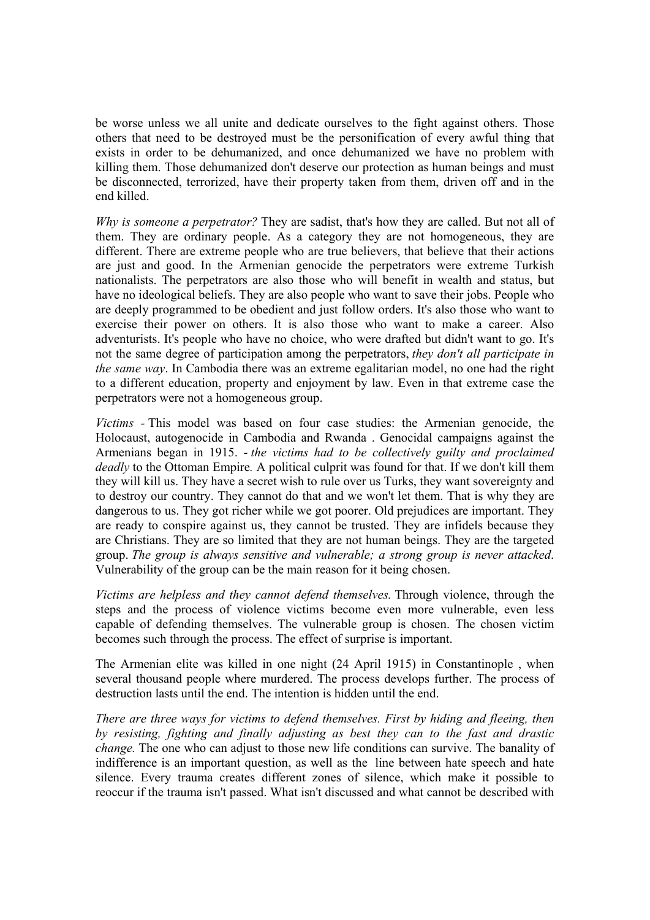be worse unless we all unite and dedicate ourselves to the fight against others. Those others that need to be destroyed must be the personification of every awful thing that exists in order to be dehumanized, and once dehumanized we have no problem with killing them. Those dehumanized don't deserve our protection as human beings and must be disconnected, terrorized, have their property taken from them, driven off and in the end killed.

*Why is someone a perpetrator?* They are sadist, that's how they are called. But not all of them. They are ordinary people. As a category they are not homogeneous, they are different. There are extreme people who are true believers, that believe that their actions are just and good. In the Armenian genocide the perpetrators were extreme Turkish nationalists. The perpetrators are also those who will benefit in wealth and status, but have no ideological beliefs. They are also people who want to save their jobs. People who are deeply programmed to be obedient and just follow orders. It's also those who want to exercise their power on others. It is also those who want to make a career. Also adventurists. It's people who have no choice, who were drafted but didn't want to go. It's not the same degree of participation among the perpetrators, *they don't all participate in the same way*. In Cambodia there was an extreme egalitarian model, no one had the right to a different education, property and enjoyment by law. Even in that extreme case the perpetrators were not a homogeneous group.

*Victims -* This model was based on four case studies: the Armenian genocide, the Holocaust, autogenocide in Cambodia and Rwanda . Genocidal campaigns against the Armenians began in 1915. - *the victims had to be collectively guilty and proclaimed deadly* to the Ottoman Empire*.* A political culprit was found for that. If we don't kill them they will kill us. They have a secret wish to rule over us Turks, they want sovereignty and to destroy our country. They cannot do that and we won't let them. That is why they are dangerous to us. They got richer while we got poorer. Old prejudices are important. They are ready to conspire against us, they cannot be trusted. They are infidels because they are Christians. They are so limited that they are not human beings. They are the targeted group. *The group is always sensitive and vulnerable; a strong group is never attacked*. Vulnerability of the group can be the main reason for it being chosen.

*Victims are helpless and they cannot defend themselves.* Through violence, through the steps and the process of violence victims become even more vulnerable, even less capable of defending themselves. The vulnerable group is chosen. The chosen victim becomes such through the process. The effect of surprise is important.

The Armenian elite was killed in one night (24 April 1915) in Constantinople , when several thousand people where murdered. The process develops further. The process of destruction lasts until the end. The intention is hidden until the end.

*There are three ways for victims to defend themselves. First by hiding and fleeing, then by resisting, fighting and finally adjusting as best they can to the fast and drastic change.* The one who can adjust to those new life conditions can survive. The banality of indifference is an important question, as well as the line between hate speech and hate silence. Every trauma creates different zones of silence, which make it possible to reoccur if the trauma isn't passed. What isn't discussed and what cannot be described with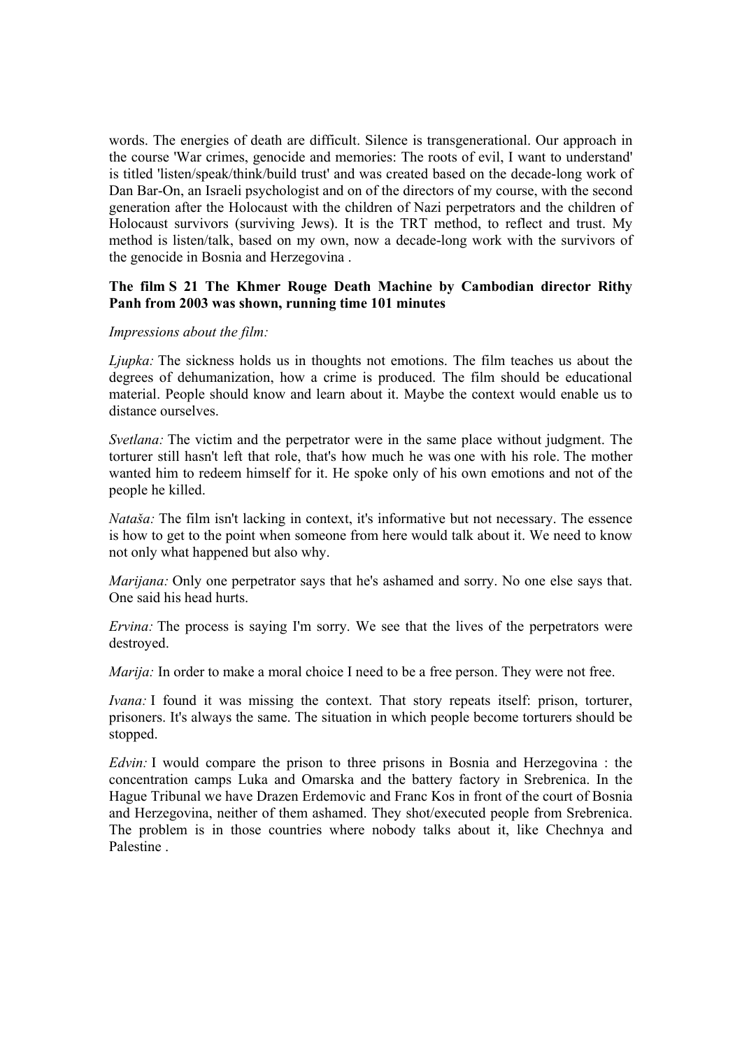words. The energies of death are difficult. Silence is transgenerational. Our approach in the course 'War crimes, genocide and memories: The roots of evil, I want to understand' is titled 'listen/speak/think/build trust' and was created based on the decade-long work of Dan Bar-On, an Israeli psychologist and on of the directors of my course, with the second generation after the Holocaust with the children of Nazi perpetrators and the children of Holocaust survivors (surviving Jews). It is the TRT method, to reflect and trust. My method is listen/talk, based on my own, now a decade-long work with the survivors of the genocide in Bosnia and Herzegovina .

**The film S 21 The Khmer Rouge Death Machine by Cambodian director Rithy Panh from 2003 was shown, running time 101 minutes**

*Impressions about the film:*

*Ljupka:* The sickness holds us in thoughts not emotions. The film teaches us about the degrees of dehumanization, how a crime is produced. The film should be educational material. People should know and learn about it. Maybe the context would enable us to distance ourselves.

*Svetlana:* The victim and the perpetrator were in the same place without judgment. The torturer still hasn't left that role, that's how much he was one with his role. The mother wanted him to redeem himself for it. He spoke only of his own emotions and not of the people he killed.

*Nataša:* The film isn't lacking in context, it's informative but not necessary. The essence is how to get to the point when someone from here would talk about it. We need to know not only what happened but also why.

*Marijana:* Only one perpetrator says that he's ashamed and sorry. No one else says that. One said his head hurts.

*Ervina:* The process is saying I'm sorry. We see that the lives of the perpetrators were destroyed.

*Marija:* In order to make a moral choice I need to be a free person. They were not free.

*Ivana:* I found it was missing the context. That story repeats itself: prison, torturer, prisoners. It's always the same. The situation in which people become torturers should be stopped.

*Edvin:* I would compare the prison to three prisons in Bosnia and Herzegovina : the concentration camps Luka and Omarska and the battery factory in Srebrenica. In the Hague Tribunal we have Drazen Erdemovic and Franc Kos in front of the court of Bosnia and Herzegovina, neither of them ashamed. They shot/executed people from Srebrenica. The problem is in those countries where nobody talks about it, like Chechnya and Palestine .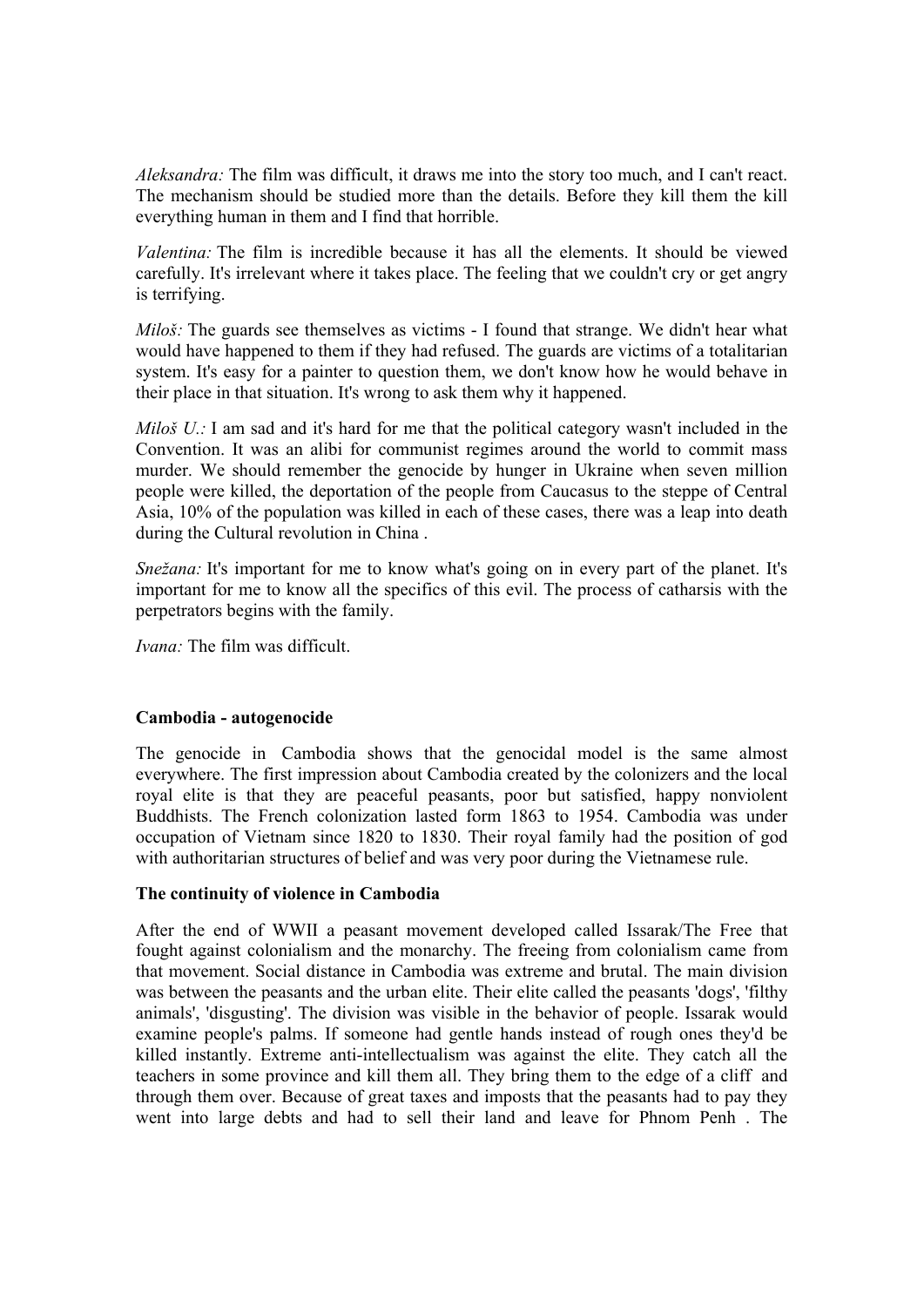*Aleksandra:* The film was difficult, it draws me into the story too much, and I can't react. The mechanism should be studied more than the details. Before they kill them the kill everything human in them and I find that horrible.

*Valentina:* The film is incredible because it has all the elements. It should be viewed carefully. It's irrelevant where it takes place. The feeling that we couldn't cry or get angry is terrifying.

*Miloš:* The guards see themselves as victims - I found that strange. We didn't hear what would have happened to them if they had refused. The guards are victims of a totalitarian system. It's easy for a painter to question them, we don't know how he would behave in their place in that situation. It's wrong to ask them why it happened.

*Miloš U.:* I am sad and it's hard for me that the political category wasn't included in the Convention. It was an alibi for communist regimes around the world to commit mass murder. We should remember the genocide by hunger in Ukraine when seven million people were killed, the deportation of the people from Caucasus to the steppe of Central Asia, 10% of the population was killed in each of these cases, there was a leap into death during the Cultural revolution in China .

*Snežana:* It's important for me to know what's going on in every part of the planet. It's important for me to know all the specifics of this evil. The process of catharsis with the perpetrators begins with the family.

*Ivana:* The film was difficult.

**Cambodia - autogenocide**

The genocide in Cambodia shows that the genocidal model is the same almost everywhere. The first impression about Cambodia created by the colonizers and the local royal elite is that they are peaceful peasants, poor but satisfied, happy nonviolent Buddhists. The French colonization lasted form 1863 to 1954. Cambodia was under occupation of Vietnam since 1820 to 1830. Their royal family had the position of god with authoritarian structures of belief and was very poor during the Vietnamese rule.

**The continuity of violence in Cambodia**

After the end of WWII a peasant movement developed called Issarak/The Free that fought against colonialism and the monarchy. The freeing from colonialism came from that movement. Social distance in Cambodia was extreme and brutal. The main division was between the peasants and the urban elite. Their elite called the peasants 'dogs', 'filthy animals', 'disgusting'. The division was visible in the behavior of people. Issarak would examine people's palms. If someone had gentle hands instead of rough ones they'd be killed instantly. Extreme anti-intellectualism was against the elite. They catch all the teachers in some province and kill them all. They bring them to the edge of a cliff and through them over. Because of great taxes and imposts that the peasants had to pay they went into large debts and had to sell their land and leave for Phnom Penh . The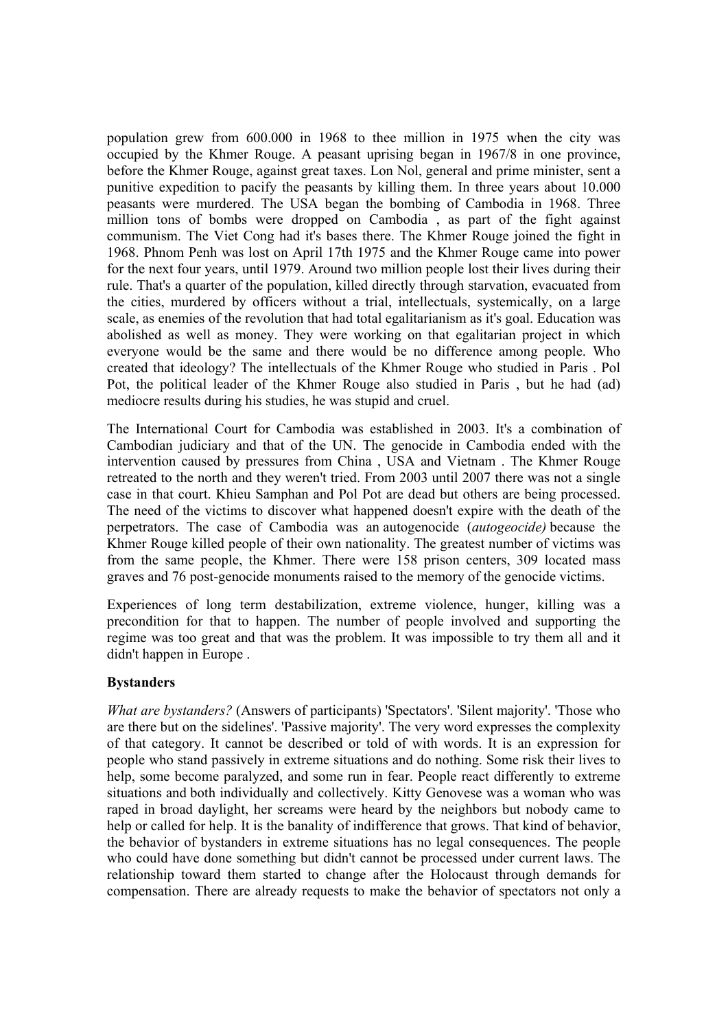population grew from 600.000 in 1968 to thee million in 1975 when the city was occupied by the Khmer Rouge. A peasant uprising began in 1967/8 in one province, before the Khmer Rouge, against great taxes. Lon Nol, general and prime minister, sent a punitive expedition to pacify the peasants by killing them. In three years about 10.000 peasants were murdered. The USA began the bombing of Cambodia in 1968. Three million tons of bombs were dropped on Cambodia , as part of the fight against communism. The Viet Cong had it's bases there. The Khmer Rouge joined the fight in 1968. Phnom Penh was lost on April 17th 1975 and the Khmer Rouge came into power for the next four years, until 1979. Around two million people lost their lives during their rule. That's a quarter of the population, killed directly through starvation, evacuated from the cities, murdered by officers without a trial, intellectuals, systemically, on a large scale, as enemies of the revolution that had total egalitarianism as it's goal. Education was abolished as well as money. They were working on that egalitarian project in which everyone would be the same and there would be no difference among people. Who created that ideology? The intellectuals of the Khmer Rouge who studied in Paris . Pol Pot, the political leader of the Khmer Rouge also studied in Paris , but he had (ad) mediocre results during his studies, he was stupid and cruel.

The International Court for Cambodia was established in 2003. It's a combination of Cambodian judiciary and that of the UN. The genocide in Cambodia ended with the intervention caused by pressures from China , USA and Vietnam . The Khmer Rouge retreated to the north and they weren't tried. From 2003 until 2007 there was not a single case in that court. Khieu Samphan and Pol Pot are dead but others are being processed. The need of the victims to discover what happened doesn't expire with the death of the perpetrators. The case of Cambodia was an autogenocide (*autogeocide)* because the Khmer Rouge killed people of their own nationality. The greatest number of victims was from the same people, the Khmer. There were 158 prison centers, 309 located mass graves and 76 post-genocide monuments raised to the memory of the genocide victims.

Experiences of long term destabilization, extreme violence, hunger, killing was a precondition for that to happen. The number of people involved and supporting the regime was too great and that was the problem. It was impossible to try them all and it didn't happen in Europe .

**Bystanders**

*What are bystanders?* (Answers of participants) 'Spectators'. 'Silent majority'. 'Those who are there but on the sidelines'. 'Passive majority'. The very word expresses the complexity of that category. It cannot be described or told of with words. It is an expression for people who stand passively in extreme situations and do nothing. Some risk their lives to help, some become paralyzed, and some run in fear. People react differently to extreme situations and both individually and collectively. Kitty Genovese was a woman who was raped in broad daylight, her screams were heard by the neighbors but nobody came to help or called for help. It is the banality of indifference that grows. That kind of behavior, the behavior of bystanders in extreme situations has no legal consequences. The people who could have done something but didn't cannot be processed under current laws. The relationship toward them started to change after the Holocaust through demands for compensation. There are already requests to make the behavior of spectators not only a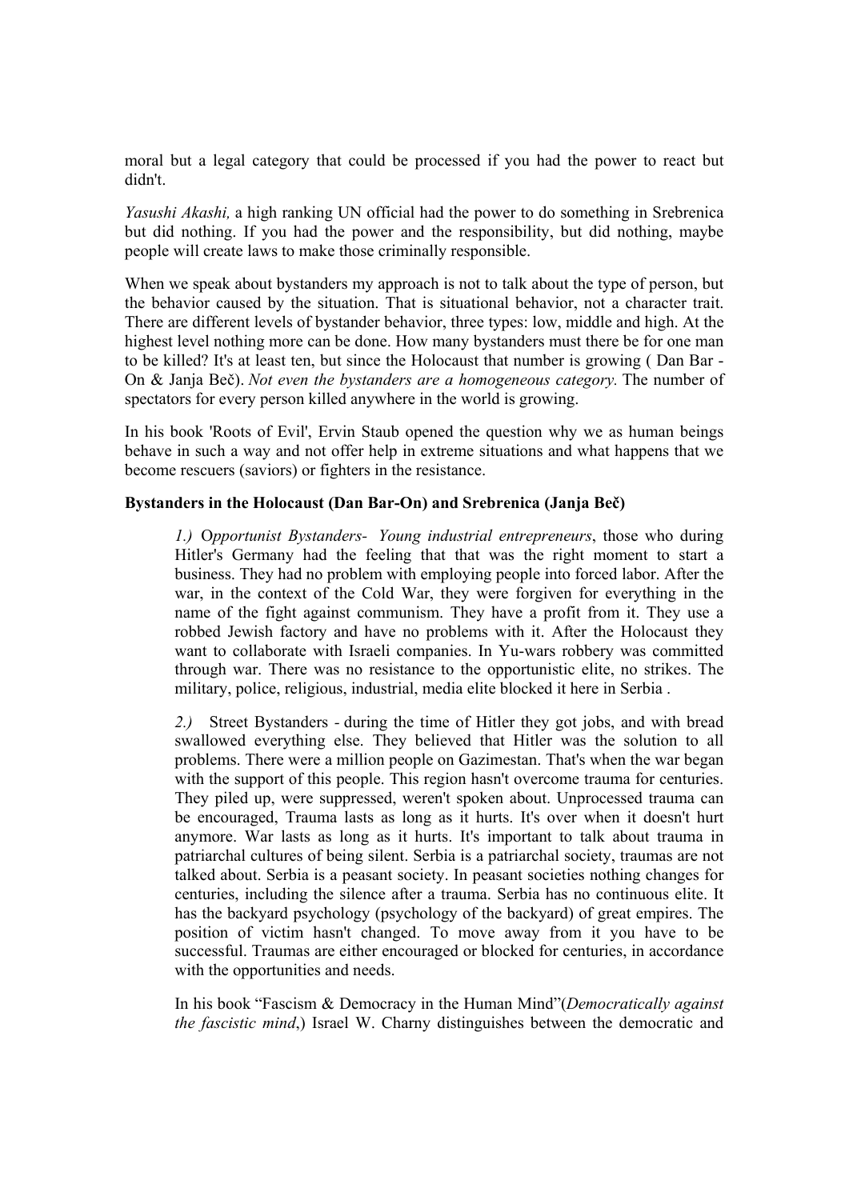moral but a legal category that could be processed if you had the power to react but didn't.

*Yasushi Akashi,* a high ranking UN official had the power to do something in Srebrenica but did nothing. If you had the power and the responsibility, but did nothing, maybe people will create laws to make those criminally responsible.

When we speak about bystanders my approach is not to talk about the type of person, but the behavior caused by the situation. That is situational behavior, not a character trait. There are different levels of bystander behavior, three types: low, middle and high. At the highest level nothing more can be done. How many bystanders must there be for one man to be killed? It's at least ten, but since the Holocaust that number is growing ( Dan Bar - On & Janja Beč). *Not even the bystanders are a homogeneous category.* The number of spectators for every person killed anywhere in the world is growing.

In his book 'Roots of Evil', Ervin Staub opened the question why we as human beings behave in such a way and not offer help in extreme situations and what happens that we become rescuers (saviors) or fighters in the resistance.

**Bystanders in the Holocaust (Dan Bar-On) and Srebrenica (Janja Beč)**

> *1.)* O*pportunist Bystanders- Young industrial entrepreneurs*, those who during Hitler's Germany had the feeling that that was the right moment to start a business. They had no problem with employing people into forced labor. After the war, in the context of the Cold War, they were forgiven for everything in the name of the fight against communism. They have a profit from it. They use a robbed Jewish factory and have no problems with it. After the Holocaust they want to collaborate with Israeli companies. In Yu-wars robbery was committed through war. There was no resistance to the opportunistic elite, no strikes. The military, police, religious, industrial, media elite blocked it here in Serbia .
>
> *2.)* Street Bystanders - during the time of Hitler they got jobs, and with bread swallowed everything else. They believed that Hitler was the solution to all problems. There were a million people on Gazimestan. That's when the war began with the support of this people. This region hasn't overcome trauma for centuries. They piled up, were suppressed, weren't spoken about. Unprocessed trauma can be encouraged, Trauma lasts as long as it hurts. It's over when it doesn't hurt anymore. War lasts as long as it hurts. It's important to talk about trauma in patriarchal cultures of being silent. Serbia is a patriarchal society, traumas are not talked about. Serbia is a peasant society. In peasant societies nothing changes for centuries, including the silence after a trauma. Serbia has no continuous elite. It has the backyard psychology (psychology of the backyard) of great empires. The position of victim hasn't changed. To move away from it you have to be successful. Traumas are either encouraged or blocked for centuries, in accordance with the opportunities and needs.
>
> In his book "Fascism & Democracy in the Human Mind"(*Democratically against the fascistic mind*,) Israel W. Charny distinguishes between the democratic and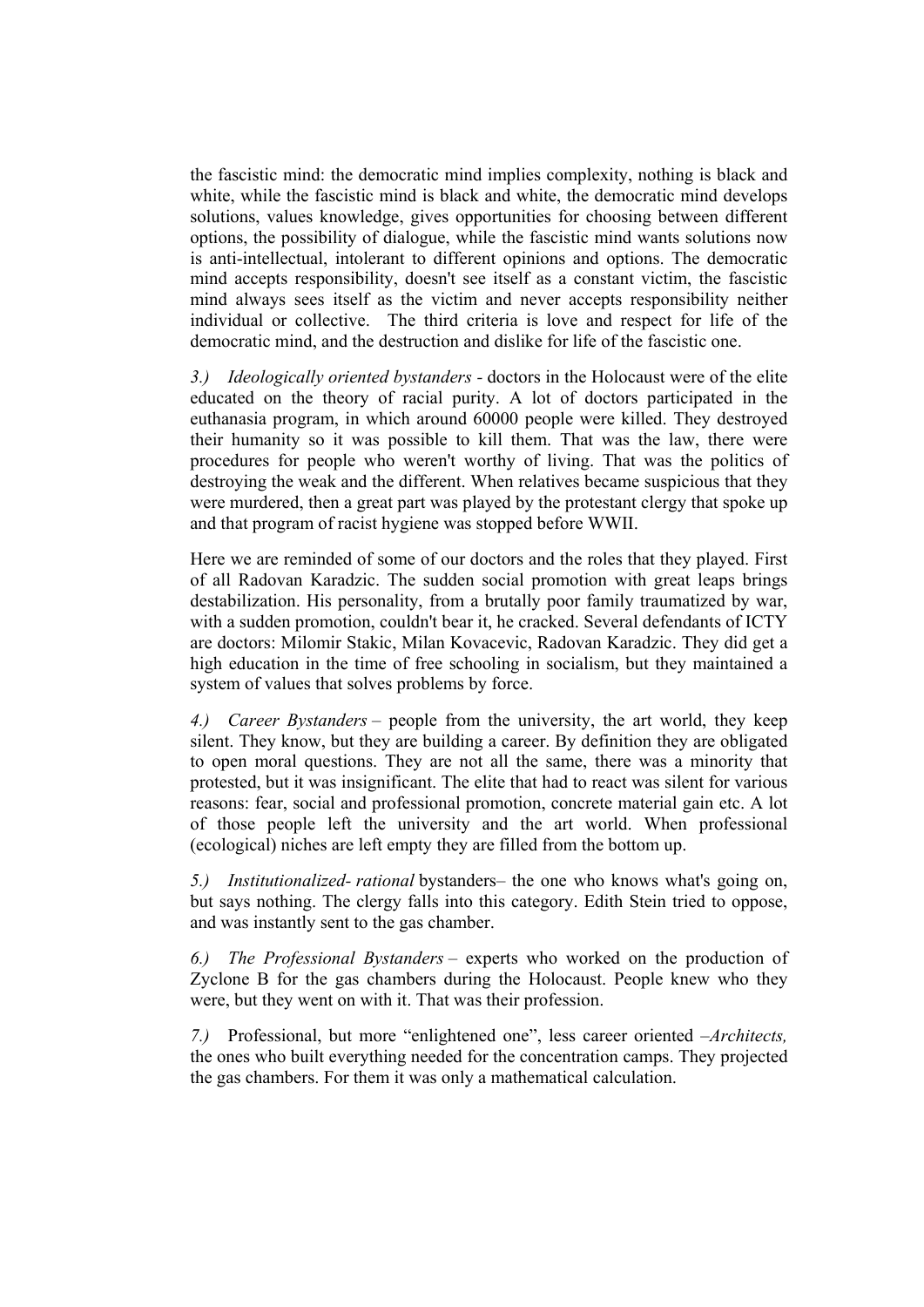the fascistic mind: the democratic mind implies complexity, nothing is black and white, while the fascistic mind is black and white, the democratic mind develops solutions, values knowledge, gives opportunities for choosing between different options, the possibility of dialogue, while the fascistic mind wants solutions now is anti-intellectual, intolerant to different opinions and options. The democratic mind accepts responsibility, doesn't see itself as a constant victim, the fascistic mind always sees itself as the victim and never accepts responsibility neither individual or collective. The third criteria is love and respect for life of the democratic mind, and the destruction and dislike for life of the fascistic one.

*3.) Ideologically oriented bystanders* - doctors in the Holocaust were of the elite educated on the theory of racial purity. A lot of doctors participated in the euthanasia program, in which around 60000 people were killed. They destroyed their humanity so it was possible to kill them. That was the law, there were procedures for people who weren't worthy of living. That was the politics of destroying the weak and the different. When relatives became suspicious that they were murdered, then a great part was played by the protestant clergy that spoke up and that program of racist hygiene was stopped before WWII.

Here we are reminded of some of our doctors and the roles that they played. First of all Radovan Karadzic. The sudden social promotion with great leaps brings destabilization. His personality, from a brutally poor family traumatized by war, with a sudden promotion, couldn't bear it, he cracked. Several defendants of ICTY are doctors: Milomir Stakic, Milan Kovacevic, Radovan Karadzic. They did get a high education in the time of free schooling in socialism, but they maintained a system of values that solves problems by force.

*4.) Career Bystanders* – people from the university, the art world, they keep silent. They know, but they are building a career. By definition they are obligated to open moral questions. They are not all the same, there was a minority that protested, but it was insignificant. The elite that had to react was silent for various reasons: fear, social and professional promotion, concrete material gain etc. A lot of those people left the university and the art world. When professional (ecological) niches are left empty they are filled from the bottom up.

*5.) Institutionalized- rational* bystanders– the one who knows what's going on, but says nothing. The clergy falls into this category. Edith Stein tried to oppose, and was instantly sent to the gas chamber.

*6.) The Professional Bystanders* – experts who worked on the production of Zyclone B for the gas chambers during the Holocaust. People knew who they were, but they went on with it. That was their profession.

*7.)* Professional, but more "enlightened one", less career oriented –*Architects,* the ones who built everything needed for the concentration camps. They projected the gas chambers. For them it was only a mathematical calculation.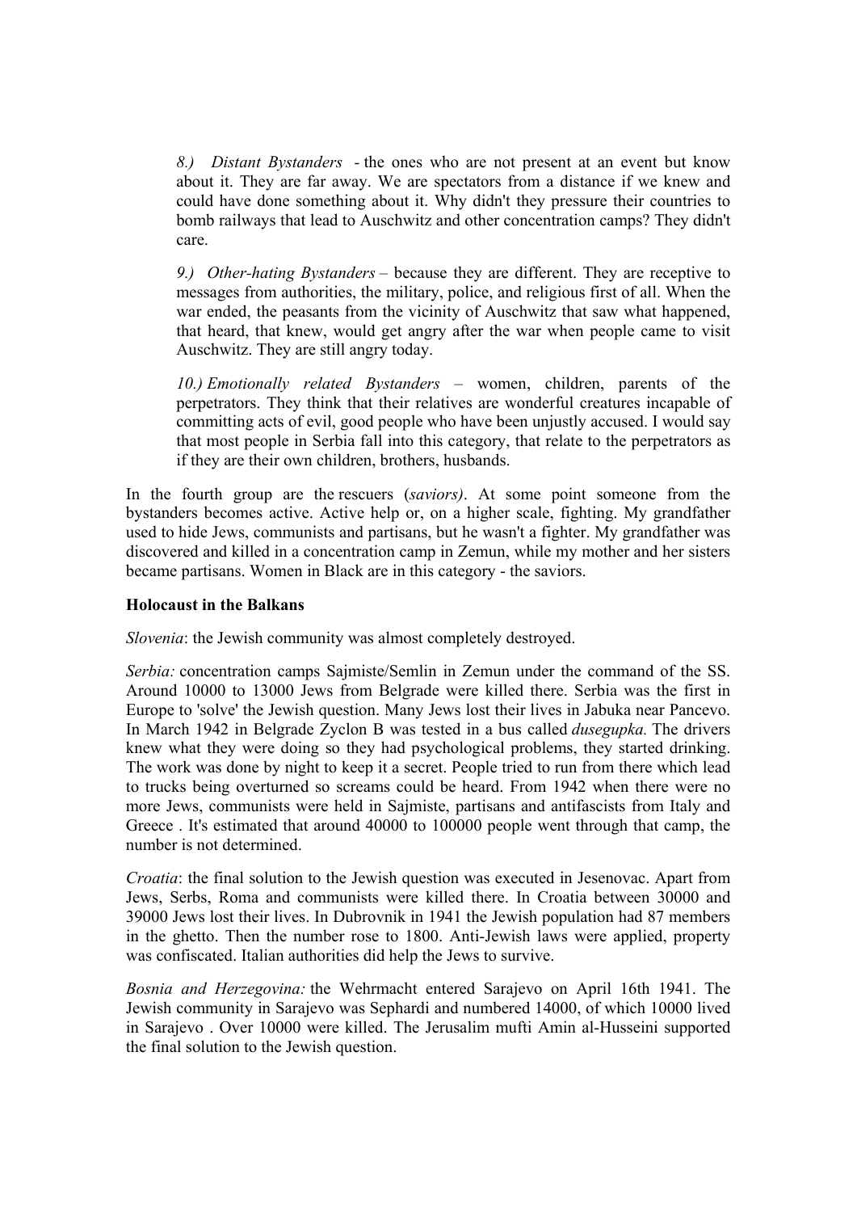*8.) Distant Bystanders* - the ones who are not present at an event but know about it. They are far away. We are spectators from a distance if we knew and could have done something about it. Why didn't they pressure their countries to bomb railways that lead to Auschwitz and other concentration camps? They didn't care.

*9.) Other-hating Bystanders* – because they are different. They are receptive to messages from authorities, the military, police, and religious first of all. When the war ended, the peasants from the vicinity of Auschwitz that saw what happened, that heard, that knew, would get angry after the war when people came to visit Auschwitz. They are still angry today.

*10.) Emotionally related Bystanders* – women, children, parents of the perpetrators. They think that their relatives are wonderful creatures incapable of committing acts of evil, good people who have been unjustly accused. I would say that most people in Serbia fall into this category, that relate to the perpetrators as if they are their own children, brothers, husbands.

In the fourth group are the rescuers (*saviors)*. At some point someone from the bystanders becomes active. Active help or, on a higher scale, fighting. My grandfather used to hide Jews, communists and partisans, but he wasn't a fighter. My grandfather was discovered and killed in a concentration camp in Zemun, while my mother and her sisters became partisans. Women in Black are in this category - the saviors.

**Holocaust in the Balkans**

*Slovenia*: the Jewish community was almost completely destroyed.

*Serbia:* concentration camps Sajmiste/Semlin in Zemun under the command of the SS. Around 10000 to 13000 Jews from Belgrade were killed there. Serbia was the first in Europe to 'solve' the Jewish question. Many Jews lost their lives in Jabuka near Pancevo. In March 1942 in Belgrade Zyclon B was tested in a bus called *dusegupka.* The drivers knew what they were doing so they had psychological problems, they started drinking. The work was done by night to keep it a secret. People tried to run from there which lead to trucks being overturned so screams could be heard. From 1942 when there were no more Jews, communists were held in Sajmiste, partisans and antifascists from Italy and Greece . It's estimated that around 40000 to 100000 people went through that camp, the number is not determined.

*Croatia*: the final solution to the Jewish question was executed in Jesenovac. Apart from Jews, Serbs, Roma and communists were killed there. In Croatia between 30000 and 39000 Jews lost their lives. In Dubrovnik in 1941 the Jewish population had 87 members in the ghetto. Then the number rose to 1800. Anti-Jewish laws were applied, property was confiscated. Italian authorities did help the Jews to survive.

*Bosnia and Herzegovina:* the Wehrmacht entered Sarajevo on April 16th 1941. The Jewish community in Sarajevo was Sephardi and numbered 14000, of which 10000 lived in Sarajevo . Over 10000 were killed. The Jerusalim mufti Amin al-Husseini supported the final solution to the Jewish question.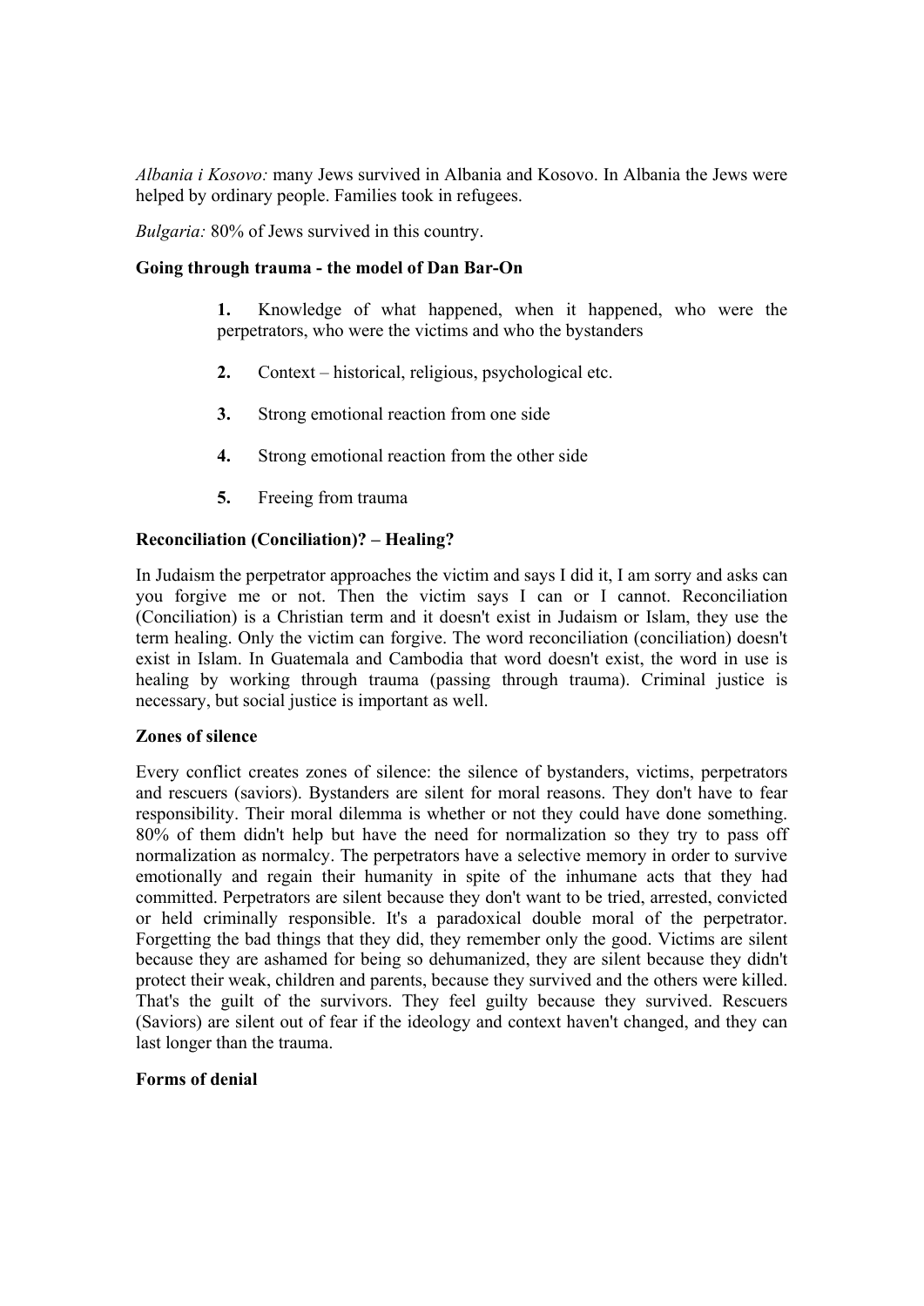*Albania i Kosovo:* many Jews survived in Albania and Kosovo. In Albania the Jews were helped by ordinary people. Families took in refugees.

*Bulgaria:* 80% of Jews survived in this country.

**Going through trauma - the model of Dan Bar-On**

1. Knowledge of what happened, when it happened, who were the perpetrators, who were the victims and who the bystanders

2. Context – historical, religious, psychological etc.

3. Strong emotional reaction from one side

4. Strong emotional reaction from the other side

5. Freeing from trauma

**Reconciliation (Conciliation)? – Healing?**

In Judaism the perpetrator approaches the victim and says I did it, I am sorry and asks can you forgive me or not. Then the victim says I can or I cannot. Reconciliation (Conciliation) is a Christian term and it doesn't exist in Judaism or Islam, they use the term healing. Only the victim can forgive. The word reconciliation (conciliation) doesn't exist in Islam. In Guatemala and Cambodia that word doesn't exist, the word in use is healing by working through trauma (passing through trauma). Criminal justice is necessary, but social justice is important as well.

**Zones of silence**

Every conflict creates zones of silence: the silence of bystanders, victims, perpetrators and rescuers (saviors). Bystanders are silent for moral reasons. They don't have to fear responsibility. Their moral dilemma is whether or not they could have done something. 80% of them didn't help but have the need for normalization so they try to pass off normalization as normalcy. The perpetrators have a selective memory in order to survive emotionally and regain their humanity in spite of the inhumane acts that they had committed. Perpetrators are silent because they don't want to be tried, arrested, convicted or held criminally responsible. It's a paradoxical double moral of the perpetrator. Forgetting the bad things that they did, they remember only the good. Victims are silent because they are ashamed for being so dehumanized, they are silent because they didn't protect their weak, children and parents, because they survived and the others were killed. That's the guilt of the survivors. They feel guilty because they survived. Rescuers (Saviors) are silent out of fear if the ideology and context haven't changed, and they can last longer than the trauma.

**Forms of denial**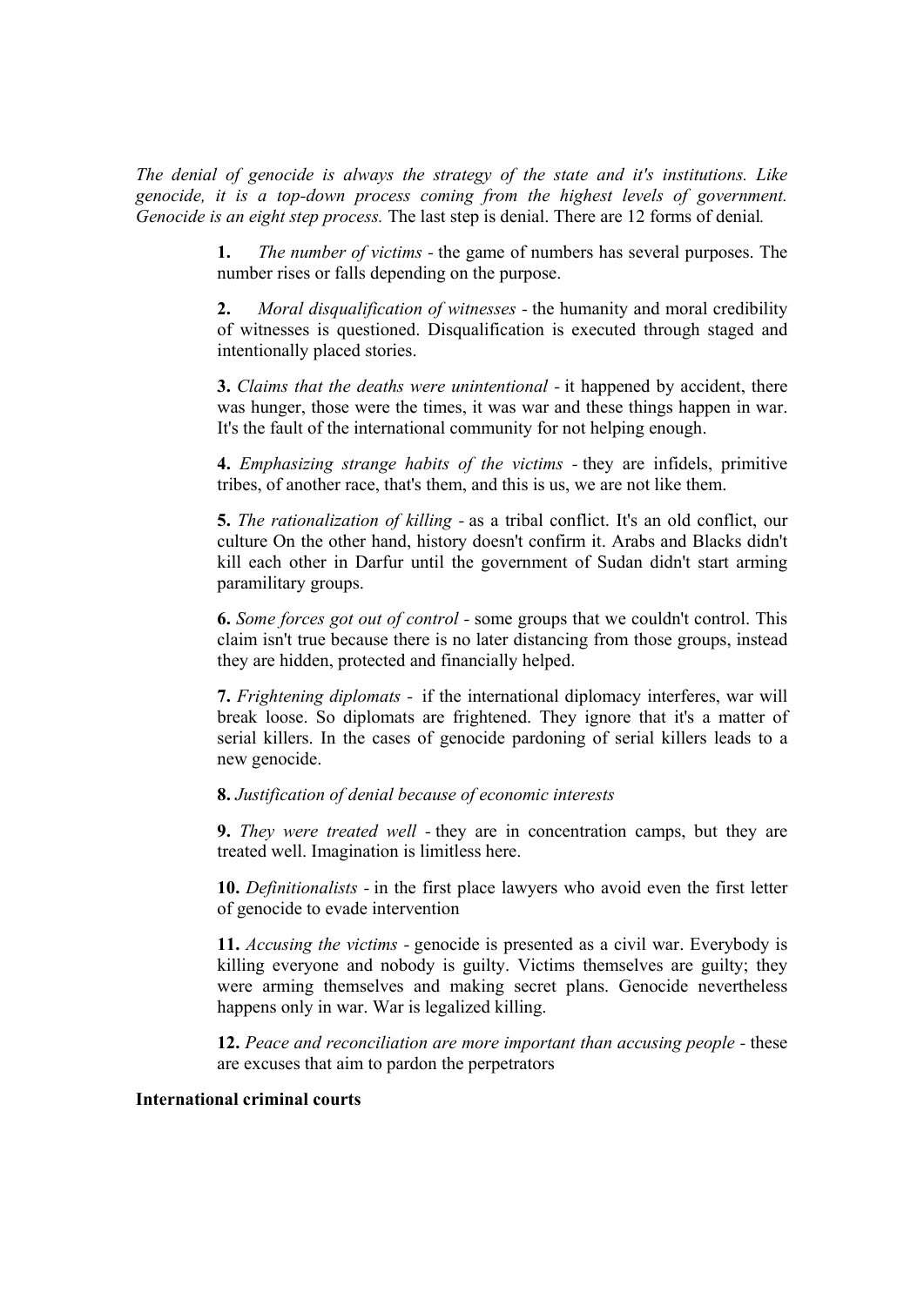*The denial of genocide is always the strategy of the state and it's institutions. Like genocide, it is a top-down process coming from the highest levels of government. Genocide is an eight step process.* The last step is denial. There are 12 forms of denial.

> **1.** *The number of victims* - the game of numbers has several purposes. The number rises or falls depending on the purpose.
>
> **2.** *Moral disqualification of witnesses* - the humanity and moral credibility of witnesses is questioned. Disqualification is executed through staged and intentionally placed stories.
>
> **3.** *Claims that the deaths were unintentional* - it happened by accident, there was hunger, those were the times, it was war and these things happen in war. It's the fault of the international community for not helping enough.
>
> **4.** *Emphasizing strange habits of the victims* - they are infidels, primitive tribes, of another race, that's them, and this is us, we are not like them.
>
> **5.** *The rationalization of killing* - as a tribal conflict. It's an old conflict, our culture On the other hand, history doesn't confirm it. Arabs and Blacks didn't kill each other in Darfur until the government of Sudan didn't start arming paramilitary groups.
>
> **6.** *Some forces got out of control* - some groups that we couldn't control. This claim isn't true because there is no later distancing from those groups, instead they are hidden, protected and financially helped.
>
> **7.** *Frightening diplomats* - if the international diplomacy interferes, war will break loose. So diplomats are frightened. They ignore that it's a matter of serial killers. In the cases of genocide pardoning of serial killers leads to a new genocide.
>
> **8.** *Justification of denial because of economic interests*
>
> **9.** *They were treated well* - they are in concentration camps, but they are treated well. Imagination is limitless here.
>
> **10.** *Definitionalists* - in the first place lawyers who avoid even the first letter of genocide to evade intervention
>
> **11.** *Accusing the victims* - genocide is presented as a civil war. Everybody is killing everyone and nobody is guilty. Victims themselves are guilty; they were arming themselves and making secret plans. Genocide nevertheless happens only in war. War is legalized killing.
>
> **12.** *Peace and reconciliation are more important than accusing people* - these are excuses that aim to pardon the perpetrators

**International criminal courts**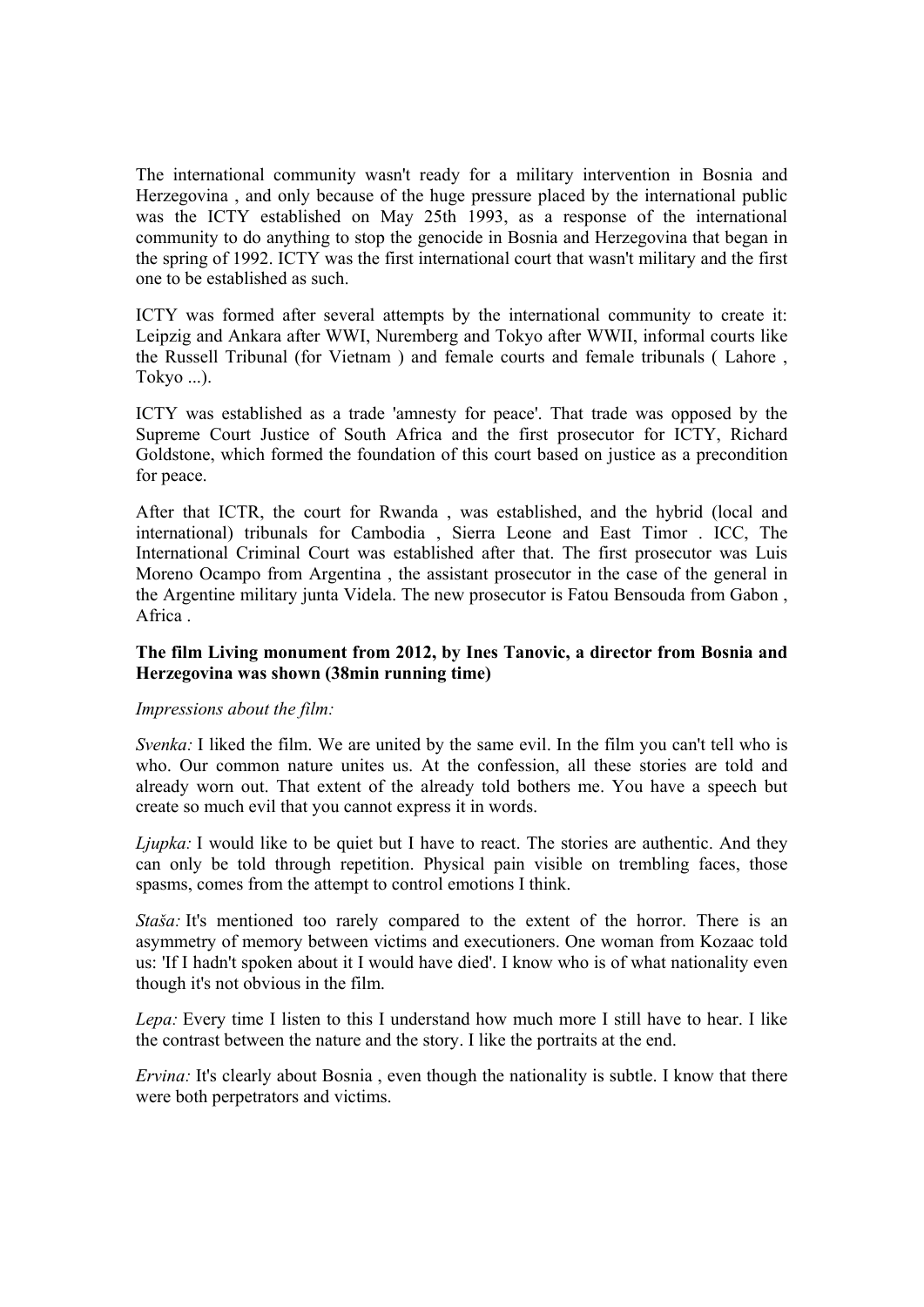The international community wasn't ready for a military intervention in Bosnia and Herzegovina , and only because of the huge pressure placed by the international public was the ICTY established on May 25th 1993, as a response of the international community to do anything to stop the genocide in Bosnia and Herzegovina that began in the spring of 1992. ICTY was the first international court that wasn't military and the first one to be established as such.

ICTY was formed after several attempts by the international community to create it: Leipzig and Ankara after WWI, Nuremberg and Tokyo after WWII, informal courts like the Russell Tribunal (for Vietnam ) and female courts and female tribunals ( Lahore , Tokyo ...).

ICTY was established as a trade 'amnesty for peace'. That trade was opposed by the Supreme Court Justice of South Africa and the first prosecutor for ICTY, Richard Goldstone, which formed the foundation of this court based on justice as a precondition for peace.

After that ICTR, the court for Rwanda , was established, and the hybrid (local and international) tribunals for Cambodia , Sierra Leone and East Timor . ICC, The International Criminal Court was established after that. The first prosecutor was Luis Moreno Ocampo from Argentina , the assistant prosecutor in the case of the general in the Argentine military junta Videla. The new prosecutor is Fatou Bensouda from Gabon , Africa .

**The film Living monument from 2012, by Ines Tanovic, a director from Bosnia and Herzegovina was shown (38min running time)**

*Impressions about the film:*

*Svenka:* I liked the film. We are united by the same evil. In the film you can't tell who is who. Our common nature unites us. At the confession, all these stories are told and already worn out. That extent of the already told bothers me. You have a speech but create so much evil that you cannot express it in words.

*Ljupka:* I would like to be quiet but I have to react. The stories are authentic. And they can only be told through repetition. Physical pain visible on trembling faces, those spasms, comes from the attempt to control emotions I think.

*Staša:* It's mentioned too rarely compared to the extent of the horror. There is an asymmetry of memory between victims and executioners. One woman from Kozaac told us: 'If I hadn't spoken about it I would have died'. I know who is of what nationality even though it's not obvious in the film.

*Lepa:* Every time I listen to this I understand how much more I still have to hear. I like the contrast between the nature and the story. I like the portraits at the end.

*Ervina:* It's clearly about Bosnia , even though the nationality is subtle. I know that there were both perpetrators and victims.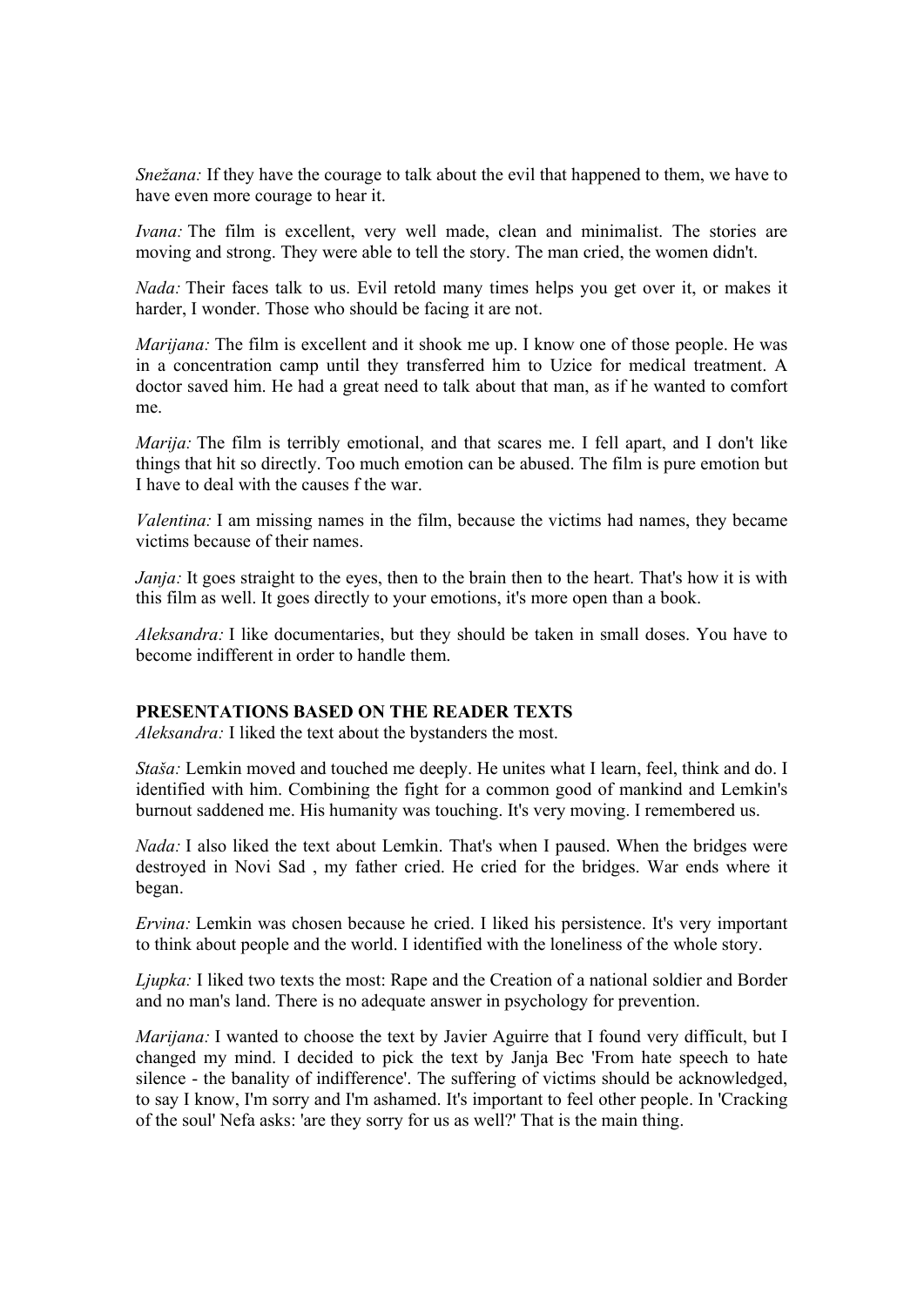*Snežana:* If they have the courage to talk about the evil that happened to them, we have to have even more courage to hear it.

*Ivana:* The film is excellent, very well made, clean and minimalist. The stories are moving and strong. They were able to tell the story. The man cried, the women didn't.

*Nada:* Their faces talk to us. Evil retold many times helps you get over it, or makes it harder, I wonder. Those who should be facing it are not.

*Marijana:* The film is excellent and it shook me up. I know one of those people. He was in a concentration camp until they transferred him to Uzice for medical treatment. A doctor saved him. He had a great need to talk about that man, as if he wanted to comfort me.

*Marija:* The film is terribly emotional, and that scares me. I fell apart, and I don't like things that hit so directly. Too much emotion can be abused. The film is pure emotion but I have to deal with the causes f the war.

*Valentina:* I am missing names in the film, because the victims had names, they became victims because of their names.

*Janja:* It goes straight to the eyes, then to the brain then to the heart. That's how it is with this film as well. It goes directly to your emotions, it's more open than a book.

*Aleksandra:* I like documentaries, but they should be taken in small doses. You have to become indifferent in order to handle them.

**PRESENTATIONS BASED ON THE READER TEXTS**

*Aleksandra:* I liked the text about the bystanders the most.

*Staša:* Lemkin moved and touched me deeply. He unites what I learn, feel, think and do. I identified with him. Combining the fight for a common good of mankind and Lemkin's burnout saddened me. His humanity was touching. It's very moving. I remembered us.

*Nada:* I also liked the text about Lemkin. That's when I paused. When the bridges were destroyed in Novi Sad , my father cried. He cried for the bridges. War ends where it began.

*Ervina:* Lemkin was chosen because he cried. I liked his persistence. It's very important to think about people and the world. I identified with the loneliness of the whole story.

*Ljupka:* I liked two texts the most: Rape and the Creation of a national soldier and Border and no man's land. There is no adequate answer in psychology for prevention.

*Marijana:* I wanted to choose the text by Javier Aguirre that I found very difficult, but I changed my mind. I decided to pick the text by Janja Bec 'From hate speech to hate silence - the banality of indifference'. The suffering of victims should be acknowledged, to say I know, I'm sorry and I'm ashamed. It's important to feel other people. In 'Cracking of the soul' Nefa asks: 'are they sorry for us as well?' That is the main thing.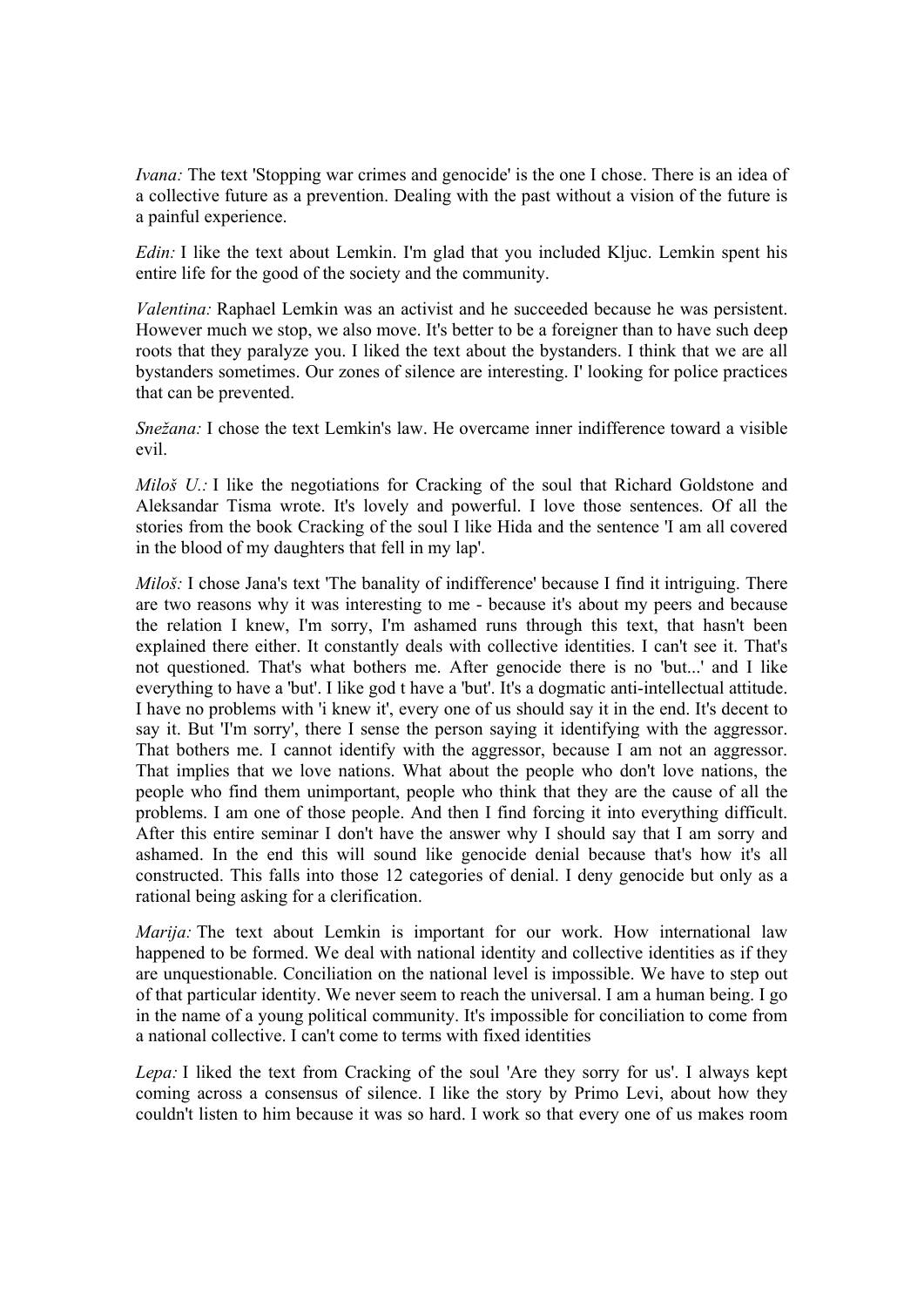*Ivana:* The text 'Stopping war crimes and genocide' is the one I chose. There is an idea of a collective future as a prevention. Dealing with the past without a vision of the future is a painful experience.

*Edin:* I like the text about Lemkin. I'm glad that you included Kljuc. Lemkin spent his entire life for the good of the society and the community.

*Valentina:* Raphael Lemkin was an activist and he succeeded because he was persistent. However much we stop, we also move. It's better to be a foreigner than to have such deep roots that they paralyze you. I liked the text about the bystanders. I think that we are all bystanders sometimes. Our zones of silence are interesting. I' looking for police practices that can be prevented.

*Snežana:* I chose the text Lemkin's law. He overcame inner indifference toward a visible evil.

*Miloš U.:* I like the negotiations for Cracking of the soul that Richard Goldstone and Aleksandar Tisma wrote. It's lovely and powerful. I love those sentences. Of all the stories from the book Cracking of the soul I like Hida and the sentence 'I am all covered in the blood of my daughters that fell in my lap'.

*Miloš:* I chose Jana's text 'The banality of indifference' because I find it intriguing. There are two reasons why it was interesting to me - because it's about my peers and because the relation I knew, I'm sorry, I'm ashamed runs through this text, that hasn't been explained there either. It constantly deals with collective identities. I can't see it. That's not questioned. That's what bothers me. After genocide there is no 'but...' and I like everything to have a 'but'. I like god t have a 'but'. It's a dogmatic anti-intellectual attitude. I have no problems with 'i knew it', every one of us should say it in the end. It's decent to say it. But 'I'm sorry', there I sense the person saying it identifying with the aggressor. That bothers me. I cannot identify with the aggressor, because I am not an aggressor. That implies that we love nations. What about the people who don't love nations, the people who find them unimportant, people who think that they are the cause of all the problems. I am one of those people. And then I find forcing it into everything difficult. After this entire seminar I don't have the answer why I should say that I am sorry and ashamed. In the end this will sound like genocide denial because that's how it's all constructed. This falls into those 12 categories of denial. I deny genocide but only as a rational being asking for a clerification.

*Marija:* The text about Lemkin is important for our work. How international law happened to be formed. We deal with national identity and collective identities as if they are unquestionable. Conciliation on the national level is impossible. We have to step out of that particular identity. We never seem to reach the universal. I am a human being. I go in the name of a young political community. It's impossible for conciliation to come from a national collective. I can't come to terms with fixed identities

*Lepa:* I liked the text from Cracking of the soul 'Are they sorry for us'. I always kept coming across a consensus of silence. I like the story by Primo Levi, about how they couldn't listen to him because it was so hard. I work so that every one of us makes room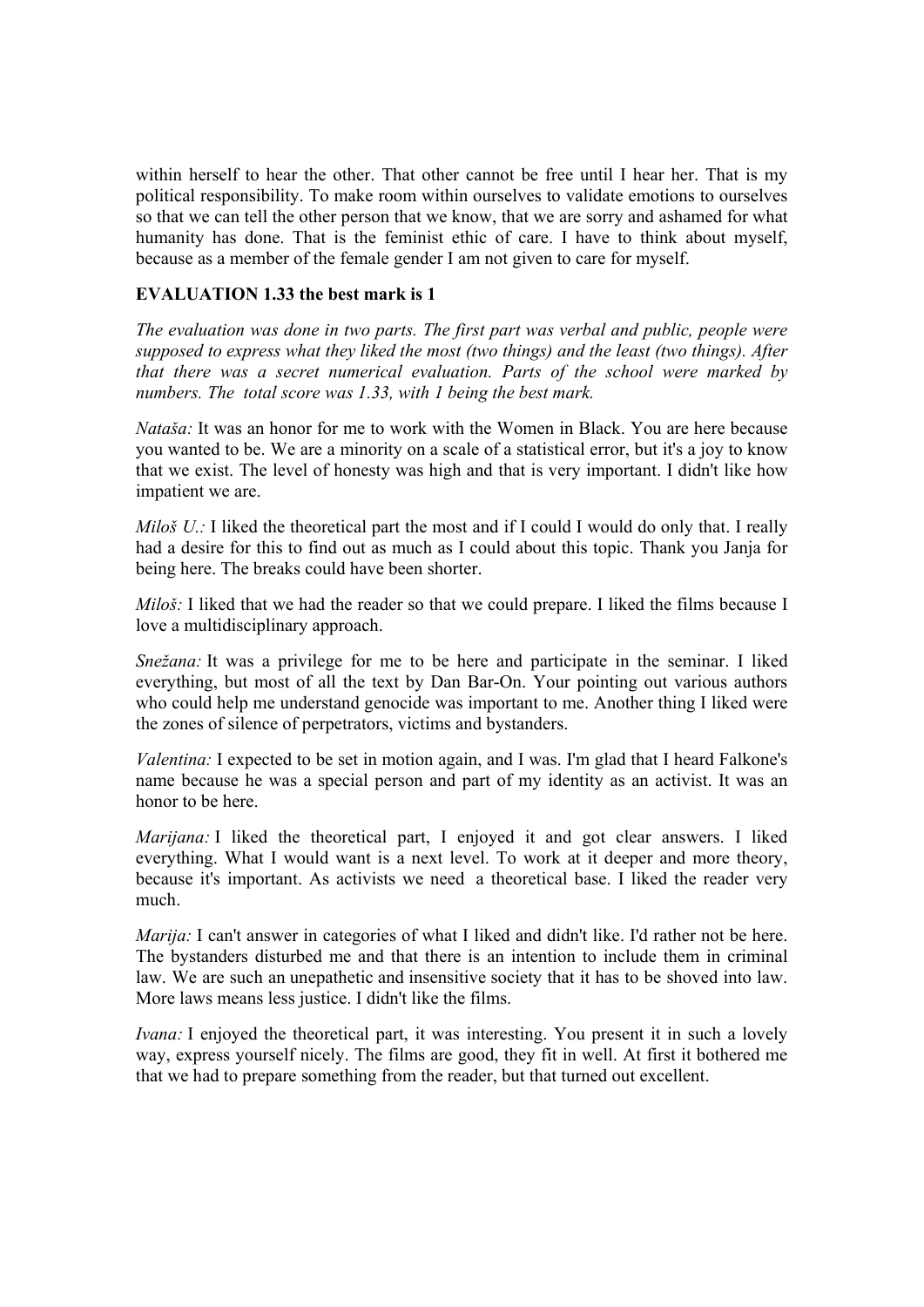within herself to hear the other. That other cannot be free until I hear her. That is my political responsibility. To make room within ourselves to validate emotions to ourselves so that we can tell the other person that we know, that we are sorry and ashamed for what humanity has done. That is the feminist ethic of care. I have to think about myself, because as a member of the female gender I am not given to care for myself.

**EVALUATION 1.33 the best mark is 1**

*The evaluation was done in two parts. The first part was verbal and public, people were supposed to express what they liked the most (two things) and the least (two things). After that there was a secret numerical evaluation. Parts of the school were marked by numbers. The total score was 1.33, with 1 being the best mark.*

*Nataša:* It was an honor for me to work with the Women in Black. You are here because you wanted to be. We are a minority on a scale of a statistical error, but it's a joy to know that we exist. The level of honesty was high and that is very important. I didn't like how impatient we are.

*Miloš U.:* I liked the theoretical part the most and if I could I would do only that. I really had a desire for this to find out as much as I could about this topic. Thank you Janja for being here. The breaks could have been shorter.

*Miloš:* I liked that we had the reader so that we could prepare. I liked the films because I love a multidisciplinary approach.

*Snežana:* It was a privilege for me to be here and participate in the seminar. I liked everything, but most of all the text by Dan Bar-On. Your pointing out various authors who could help me understand genocide was important to me. Another thing I liked were the zones of silence of perpetrators, victims and bystanders.

*Valentina:* I expected to be set in motion again, and I was. I'm glad that I heard Falkone's name because he was a special person and part of my identity as an activist. It was an honor to be here.

*Marijana:* I liked the theoretical part, I enjoyed it and got clear answers. I liked everything. What I would want is a next level. To work at it deeper and more theory, because it's important. As activists we need a theoretical base. I liked the reader very much.

*Marija:* I can't answer in categories of what I liked and didn't like. I'd rather not be here. The bystanders disturbed me and that there is an intention to include them in criminal law. We are such an unepathetic and insensitive society that it has to be shoved into law. More laws means less justice. I didn't like the films.

*Ivana:* I enjoyed the theoretical part, it was interesting. You present it in such a lovely way, express yourself nicely. The films are good, they fit in well. At first it bothered me that we had to prepare something from the reader, but that turned out excellent.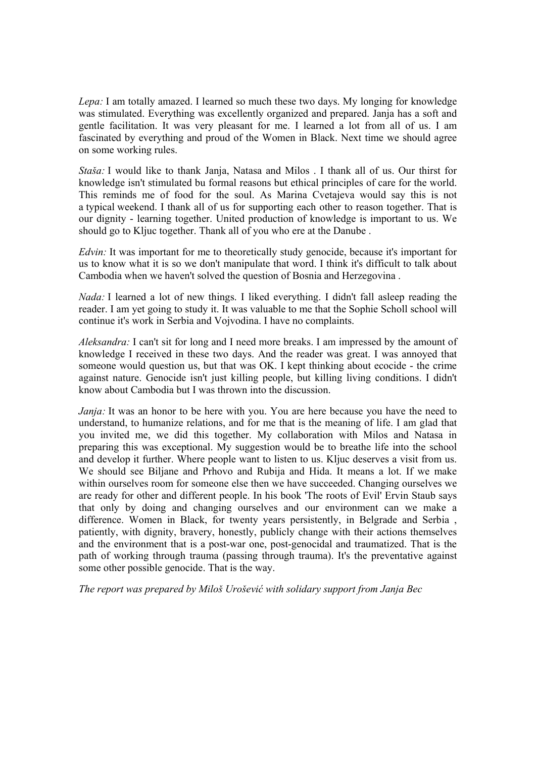*Lepa:* I am totally amazed. I learned so much these two days. My longing for knowledge was stimulated. Everything was excellently organized and prepared. Janja has a soft and gentle facilitation. It was very pleasant for me. I learned a lot from all of us. I am fascinated by everything and proud of the Women in Black. Next time we should agree on some working rules.

*Staša:* I would like to thank Janja, Natasa and Milos . I thank all of us. Our thirst for knowledge isn't stimulated bu formal reasons but ethical principles of care for the world. This reminds me of food for the soul. As Marina Cvetajeva would say this is not a typical weekend. I thank all of us for supporting each other to reason together. That is our dignity - learning together. United production of knowledge is important to us. We should go to Kljuc together. Thank all of you who ere at the Danube .

*Edvin:* It was important for me to theoretically study genocide, because it's important for us to know what it is so we don't manipulate that word. I think it's difficult to talk about Cambodia when we haven't solved the question of Bosnia and Herzegovina .

*Nada:* I learned a lot of new things. I liked everything. I didn't fall asleep reading the reader. I am yet going to study it. It was valuable to me that the Sophie Scholl school will continue it's work in Serbia and Vojvodina. I have no complaints.

*Aleksandra:* I can't sit for long and I need more breaks. I am impressed by the amount of knowledge I received in these two days. And the reader was great. I was annoyed that someone would question us, but that was OK. I kept thinking about ecocide - the crime against nature. Genocide isn't just killing people, but killing living conditions. I didn't know about Cambodia but I was thrown into the discussion.

*Janja:* It was an honor to be here with you. You are here because you have the need to understand, to humanize relations, and for me that is the meaning of life. I am glad that you invited me, we did this together. My collaboration with Milos and Natasa in preparing this was exceptional. My suggestion would be to breathe life into the school and develop it further. Where people want to listen to us. Kljuc deserves a visit from us. We should see Biljane and Prhovo and Rubija and Hida. It means a lot. If we make within ourselves room for someone else then we have succeeded. Changing ourselves we are ready for other and different people. In his book 'The roots of Evil' Ervin Staub says that only by doing and changing ourselves and our environment can we make a difference. Women in Black, for twenty years persistently, in Belgrade and Serbia , patiently, with dignity, bravery, honestly, publicly change with their actions themselves and the environment that is a post-war one, post-genocidal and traumatized. That is the path of working through trauma (passing through trauma). It's the preventative against some other possible genocide. That is the way.

*The report was prepared by Miloš Urošević with solidary support from Janja Bec*